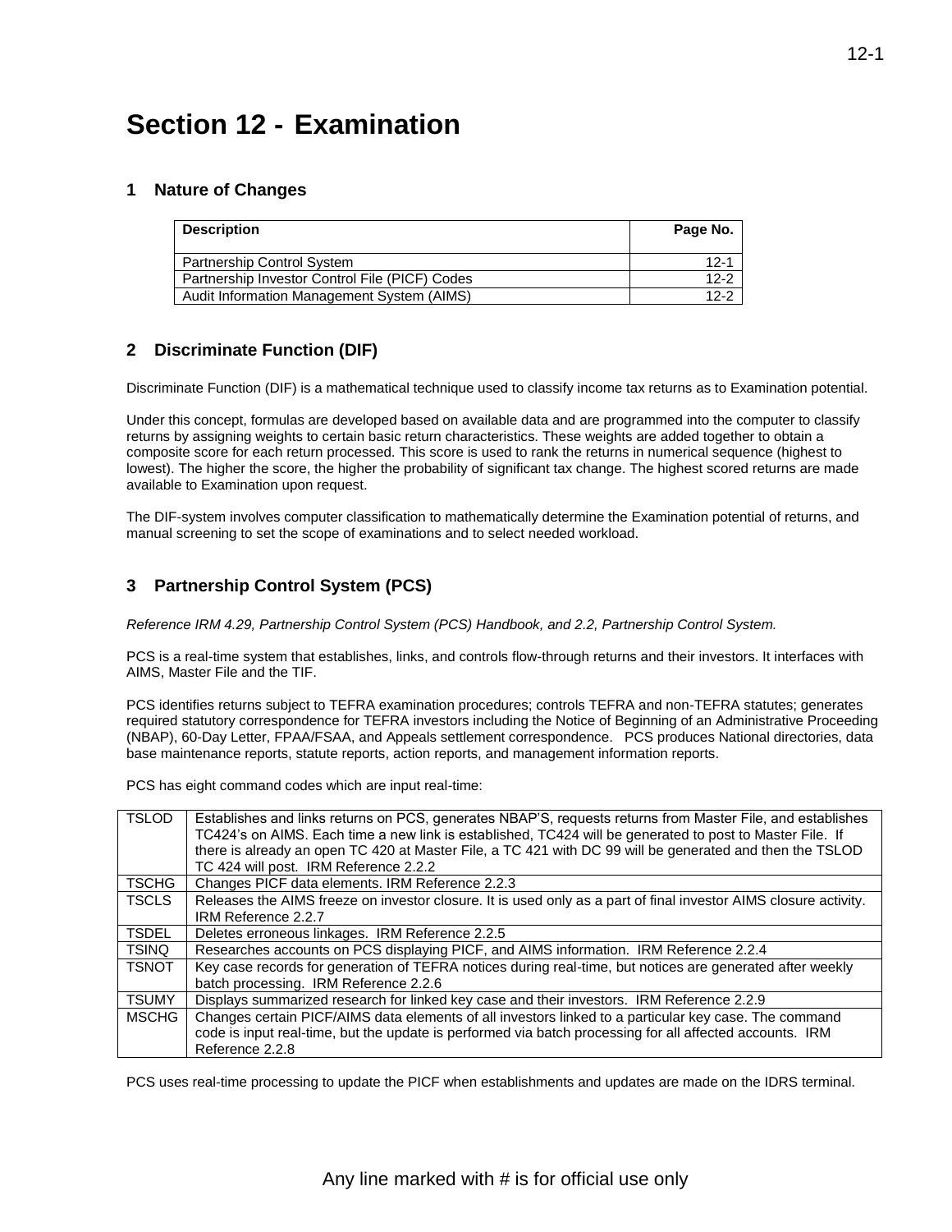# Section 12 - Examination

## 1 Nature of Changes

| Description | Page No. |
|---|---|
| Partnership Control System | 12-1 |
| Partnership Investor Control File (PICF) Codes | 12-2 |
| Audit Information Management System (AIMS) | 12-2 |

## 2 Discriminate Function (DIF)

Discriminate Function (DIF) is a mathematical technique used to classify income tax returns as to Examination potential.

Under this concept, formulas are developed based on available data and are programmed into the computer to classify returns by assigning weights to certain basic return characteristics. These weights are added together to obtain a composite score for each return processed. This score is used to rank the returns in numerical sequence (highest to lowest). The higher the score, the higher the probability of significant tax change. The highest scored returns are made available to Examination upon request.

The DIF-system involves computer classification to mathematically determine the Examination potential of returns, and manual screening to set the scope of examinations and to select needed workload.

## 3 Partnership Control System (PCS)

*Reference IRM 4.29, Partnership Control System (PCS) Handbook, and 2.2, Partnership Control System.*

PCS is a real-time system that establishes, links, and controls flow-through returns and their investors. It interfaces with AIMS, Master File and the TIF.

PCS identifies returns subject to TEFRA examination procedures; controls TEFRA and non-TEFRA statutes; generates required statutory correspondence for TEFRA investors including the Notice of Beginning of an Administrative Proceeding (NBAP), 60-Day Letter, FPAA/FSAA, and Appeals settlement correspondence. PCS produces National directories, data base maintenance reports, statute reports, action reports, and management information reports.

PCS has eight command codes which are input real-time:

| | |
|---|---|
| TSLOD | Establishes and links returns on PCS, generates NBAP'S, requests returns from Master File, and establishes TC424's on AIMS. Each time a new link is established, TC424 will be generated to post to Master File. If there is already an open TC 420 at Master File, a TC 421 with DC 99 will be generated and then the TSLOD TC 424 will post. IRM Reference 2.2.2 |
| TSCHG | Changes PICF data elements. IRM Reference 2.2.3 |
| TSCLS | Releases the AIMS freeze on investor closure. It is used only as a part of final investor AIMS closure activity. IRM Reference 2.2.7 |
| TSDEL | Deletes erroneous linkages. IRM Reference 2.2.5 |
| TSINQ | Researches accounts on PCS displaying PICF, and AIMS information. IRM Reference 2.2.4 |
| TSNOT | Key case records for generation of TEFRA notices during real-time, but notices are generated after weekly batch processing. IRM Reference 2.2.6 |
| TSUMY | Displays summarized research for linked key case and their investors. IRM Reference 2.2.9 |
| MSCHG | Changes certain PICF/AIMS data elements of all investors linked to a particular key case. The command code is input real-time, but the update is performed via batch processing for all affected accounts. IRM Reference 2.2.8 |

PCS uses real-time processing to update the PICF when establishments and updates are made on the IDRS terminal.

Any line marked with # is for official use only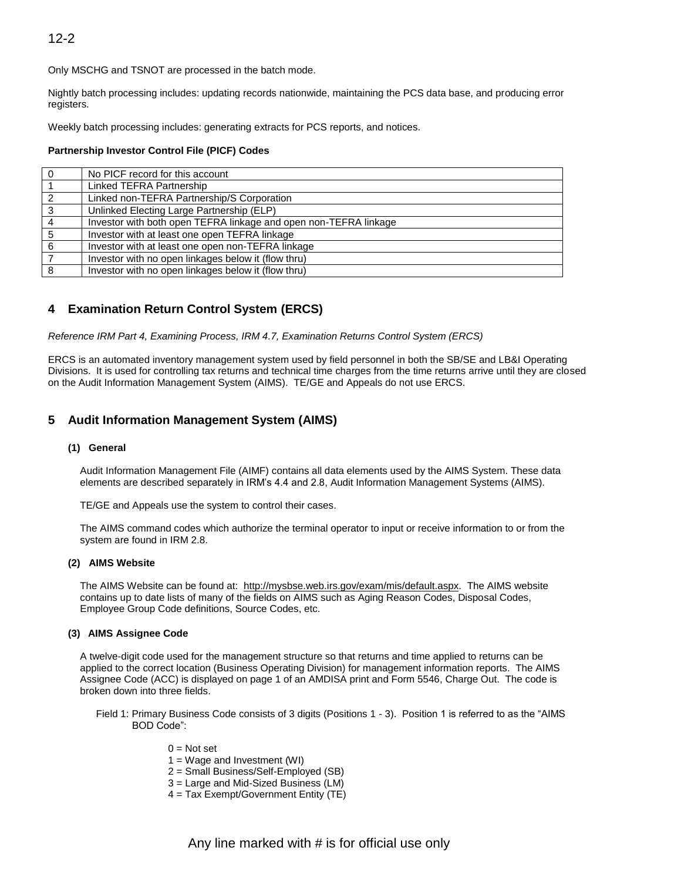Only MSCHG and TSNOT are processed in the batch mode.

Nightly batch processing includes: updating records nationwide, maintaining the PCS data base, and producing error registers.

Weekly batch processing includes: generating extracts for PCS reports, and notices.

**Partnership Investor Control File (PICF) Codes**

| Code | Description |
|---|---|
| 0 | No PICF record for this account |
| 1 | Linked TEFRA Partnership |
| 2 | Linked non-TEFRA Partnership/S Corporation |
| 3 | Unlinked Electing Large Partnership (ELP) |
| 4 | Investor with both open TEFRA linkage and open non-TEFRA linkage |
| 5 | Investor with at least one open TEFRA linkage |
| 6 | Investor with at least one open non-TEFRA linkage |
| 7 | Investor with no open linkages below it (flow thru) |
| 8 | Investor with no open linkages below it (flow thru) |

## 4 Examination Return Control System (ERCS)

*Reference IRM Part 4, Examining Process, IRM 4.7, Examination Returns Control System (ERCS)*

ERCS is an automated inventory management system used by field personnel in both the SB/SE and LB&I Operating Divisions. It is used for controlling tax returns and technical time charges from the time returns arrive until they are closed on the Audit Information Management System (AIMS). TE/GE and Appeals do not use ERCS.

## 5 Audit Information Management System (AIMS)

### (1) General

Audit Information Management File (AIMF) contains all data elements used by the AIMS System. These data elements are described separately in IRM's 4.4 and 2.8, Audit Information Management Systems (AIMS).

TE/GE and Appeals use the system to control their cases.

The AIMS command codes which authorize the terminal operator to input or receive information to or from the system are found in IRM 2.8.

### (2) AIMS Website

The AIMS Website can be found at: http://mysbse.web.irs.gov/exam/mis/default.aspx. The AIMS website contains up to date lists of many of the fields on AIMS such as Aging Reason Codes, Disposal Codes, Employee Group Code definitions, Source Codes, etc.

### (3) AIMS Assignee Code

A twelve-digit code used for the management structure so that returns and time applied to returns can be applied to the correct location (Business Operating Division) for management information reports. The AIMS Assignee Code (ACC) is displayed on page 1 of an AMDISA print and Form 5546, Charge Out. The code is broken down into three fields.

Field 1: Primary Business Code consists of 3 digits (Positions 1 - 3). Position 1 is referred to as the "AIMS BOD Code":

- 0 = Not set
- 1 = Wage and Investment (WI)
- 2 = Small Business/Self-Employed (SB)
- 3 = Large and Mid-Sized Business (LM)
- 4 = Tax Exempt/Government Entity (TE)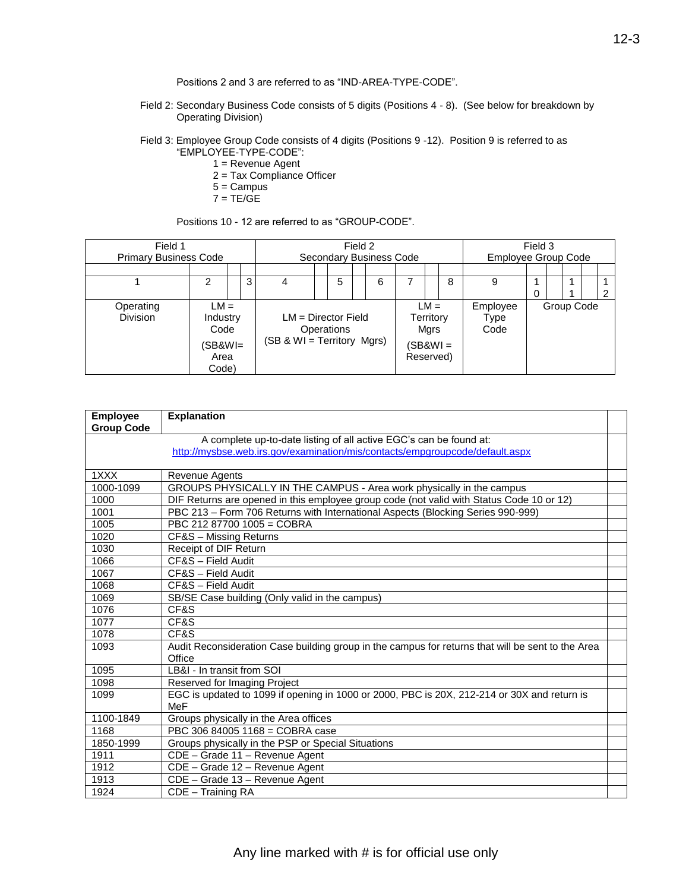Positions 2 and 3 are referred to as "IND-AREA-TYPE-CODE".

Field 2: Secondary Business Code consists of 5 digits (Positions 4 - 8). (See below for breakdown by Operating Division)

Field 3: Employee Group Code consists of 4 digits (Positions 9 -12). Position 9 is referred to as "EMPLOYEE-TYPE-CODE":

- 1 = Revenue Agent
- 2 = Tax Compliance Officer
- 5 = Campus
- 7 = TE/GE

Positions 10 - 12 are referred to as "GROUP-CODE".

| Field 1 Primary Business Code | | | Field 2 Secondary Business Code | | | | | Field 3 Employee Group Code | | | |
|---|---|---|---|---|---|---|---|---|---|---|---|
| 1 | 2 | 3 | 4 | 5 | 6 | 7 | 8 | 9 | 10 | 11 | 12 |
| Operating Division | LM = Industry Code (SB&WI= Area Code) | | LM = Director Field Operations (SB & WI = Territory Mgrs) | | | LM = Territory Mgrs (SB&WI = Reserved) | | Employee Type Code | Group Code | | |

| Employee Group Code | Explanation |
|---|---|
| A complete up-to-date listing of all active EGC's can be found at: http://mysbse.web.irs.gov/examination/mis/contacts/empgroupcode/default.aspx | |
| 1XXX | Revenue Agents |
| 1000-1099 | GROUPS PHYSICALLY IN THE CAMPUS - Area work physically in the campus |
| 1000 | DIF Returns are opened in this employee group code (not valid with Status Code 10 or 12) |
| 1001 | PBC 213 – Form 706 Returns with International Aspects (Blocking Series 990-999) |
| 1005 | PBC 212 87700 1005 = COBRA |
| 1020 | CF&S – Missing Returns |
| 1030 | Receipt of DIF Return |
| 1066 | CF&S – Field Audit |
| 1067 | CF&S – Field Audit |
| 1068 | CF&S – Field Audit |
| 1069 | SB/SE Case building (Only valid in the campus) |
| 1076 | CF&S |
| 1077 | CF&S |
| 1078 | CF&S |
| 1093 | Audit Reconsideration Case building group in the campus for returns that will be sent to the Area Office |
| 1095 | LB&I - In transit from SOI |
| 1098 | Reserved for Imaging Project |
| 1099 | EGC is updated to 1099 if opening in 1000 or 2000, PBC is 20X, 212-214 or 30X and return is MeF |
| 1100-1849 | Groups physically in the Area offices |
| 1168 | PBC 306 84005 1168 = COBRA case |
| 1850-1999 | Groups physically in the PSP or Special Situations |
| 1911 | CDE – Grade 11 – Revenue Agent |
| 1912 | CDE – Grade 12 – Revenue Agent |
| 1913 | CDE – Grade 13 – Revenue Agent |
| 1924 | CDE – Training RA |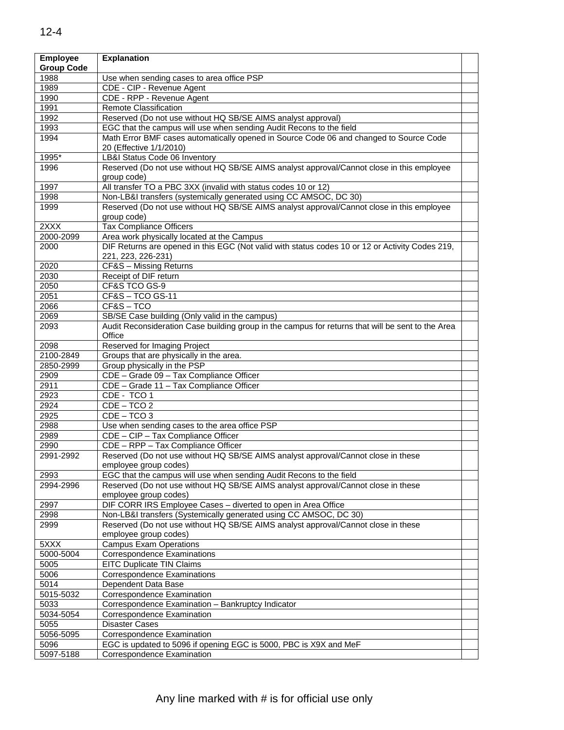| Employee Group Code | Explanation | |
|---|---|---|
| 1988 | Use when sending cases to area office PSP | |
| 1989 | CDE - CIP - Revenue Agent | |
| 1990 | CDE - RPP - Revenue Agent | |
| 1991 | Remote Classification | |
| 1992 | Reserved (Do not use without HQ SB/SE AIMS analyst approval) | |
| 1993 | EGC that the campus will use when sending Audit Recons to the field | |
| 1994 | Math Error BMF cases automatically opened in Source Code 06 and changed to Source Code 20 (Effective 1/1/2010) | |
| 1995* | LB&I Status Code 06 Inventory | |
| 1996 | Reserved (Do not use without HQ SB/SE AIMS analyst approval/Cannot close in this employee group code) | |
| 1997 | All transfer TO a PBC 3XX (invalid with status codes 10 or 12) | |
| 1998 | Non-LB&I transfers (systemically generated using CC AMSOC, DC 30) | |
| 1999 | Reserved (Do not use without HQ SB/SE AIMS analyst approval/Cannot close in this employee group code) | |
| 2XXX | Tax Compliance Officers | |
| 2000-2099 | Area work physically located at the Campus | |
| 2000 | DIF Returns are opened in this EGC (Not valid with status codes 10 or 12 or Activity Codes 219, 221, 223, 226-231) | |
| 2020 | CF&S – Missing Returns | |
| 2030 | Receipt of DIF return | |
| 2050 | CF&S TCO GS-9 | |
| 2051 | CF&S – TCO GS-11 | |
| 2066 | CF&S – TCO | |
| 2069 | SB/SE Case building (Only valid in the campus) | |
| 2093 | Audit Reconsideration Case building group in the campus for returns that will be sent to the Area Office | |
| 2098 | Reserved for Imaging Project | |
| 2100-2849 | Groups that are physically in the area. | |
| 2850-2999 | Group physically in the PSP | |
| 2909 | CDE – Grade 09 – Tax Compliance Officer | |
| 2911 | CDE – Grade 11 – Tax Compliance Officer | |
| 2923 | CDE - TCO 1 | |
| 2924 | CDE – TCO 2 | |
| 2925 | CDE – TCO 3 | |
| 2988 | Use when sending cases to the area office PSP | |
| 2989 | CDE – CIP – Tax Compliance Officer | |
| 2990 | CDE – RPP – Tax Compliance Officer | |
| 2991-2992 | Reserved (Do not use without HQ SB/SE AIMS analyst approval/Cannot close in these employee group codes) | |
| 2993 | EGC that the campus will use when sending Audit Recons to the field | |
| 2994-2996 | Reserved (Do not use without HQ SB/SE AIMS analyst approval/Cannot close in these employee group codes) | |
| 2997 | DIF CORR IRS Employee Cases – diverted to open in Area Office | |
| 2998 | Non-LB&I transfers (Systemically generated using CC AMSOC, DC 30) | |
| 2999 | Reserved (Do not use without HQ SB/SE AIMS analyst approval/Cannot close in these employee group codes) | |
| 5XXX | Campus Exam Operations | |
| 5000-5004 | Correspondence Examinations | |
| 5005 | EITC Duplicate TIN Claims | |
| 5006 | Correspondence Examinations | |
| 5014 | Dependent Data Base | |
| 5015-5032 | Correspondence Examination | |
| 5033 | Correspondence Examination – Bankruptcy Indicator | |
| 5034-5054 | Correspondence Examination | |
| 5055 | Disaster Cases | |
| 5056-5095 | Correspondence Examination | |
| 5096 | EGC is updated to 5096 if opening EGC is 5000, PBC is X9X and MeF | |
| 5097-5188 | Correspondence Examination | |

Any line marked with # is for official use only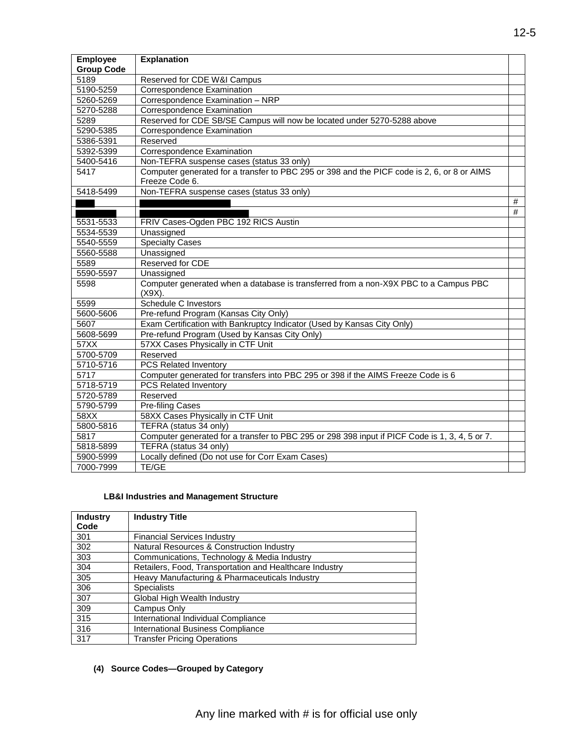| Employee Group Code | Explanation | |
|---|---|---|
| 5189 | Reserved for CDE W&I Campus | |
| 5190-5259 | Correspondence Examination | |
| 5260-5269 | Correspondence Examination – NRP | |
| 5270-5288 | Correspondence Examination | |
| 5289 | Reserved for CDE SB/SE Campus will now be located under 5270-5288 above | |
| 5290-5385 | Correspondence Examination | |
| 5386-5391 | Reserved | |
| 5392-5399 | Correspondence Examination | |
| 5400-5416 | Non-TEFRA suspense cases (status 33 only) | |
| 5417 | Computer generated for a transfer to PBC 295 or 398 and the PICF code is 2, 6, or 8 or AIMS Freeze Code 6. | |
| 5418-5499 | Non-TEFRA suspense cases (status 33 only) | |
| | | # |
| | | # |
| 5531-5533 | FRIV Cases-Ogden PBC 192 RICS Austin | |
| 5534-5539 | Unassigned | |
| 5540-5559 | Specialty Cases | |
| 5560-5588 | Unassigned | |
| 5589 | Reserved for CDE | |
| 5590-5597 | Unassigned | |
| 5598 | Computer generated when a database is transferred from a non-X9X PBC to a Campus PBC (X9X). | |
| 5599 | Schedule C Investors | |
| 5600-5606 | Pre-refund Program (Kansas City Only) | |
| 5607 | Exam Certification with Bankruptcy Indicator (Used by Kansas City Only) | |
| 5608-5699 | Pre-refund Program (Used by Kansas City Only) | |
| 57XX | 57XX Cases Physically in CTF Unit | |
| 5700-5709 | Reserved | |
| 5710-5716 | PCS Related Inventory | |
| 5717 | Computer generated for transfers into PBC 295 or 398 if the AIMS Freeze Code is 6 | |
| 5718-5719 | PCS Related Inventory | |
| 5720-5789 | Reserved | |
| 5790-5799 | Pre-filing Cases | |
| 58XX | 58XX Cases Physically in CTF Unit | |
| 5800-5816 | TEFRA (status 34 only) | |
| 5817 | Computer generated for a transfer to PBC 295 or 298 398 input if PICF Code is 1, 3, 4, 5 or 7. | |
| 5818-5899 | TEFRA (status 34 only) | |
| 5900-5999 | Locally defined (Do not use for Corr Exam Cases) | |
| 7000-7999 | TE/GE | |

**LB&I Industries and Management Structure**

| Industry Code | Industry Title |
|---|---|
| 301 | Financial Services Industry |
| 302 | Natural Resources & Construction Industry |
| 303 | Communications, Technology & Media Industry |
| 304 | Retailers, Food, Transportation and Healthcare Industry |
| 305 | Heavy Manufacturing & Pharmaceuticals Industry |
| 306 | Specialists |
| 307 | Global High Wealth Industry |
| 309 | Campus Only |
| 315 | International Individual Compliance |
| 316 | International Business Compliance |
| 317 | Transfer Pricing Operations |

**(4) Source Codes—Grouped by Category**

Any line marked with # is for official use only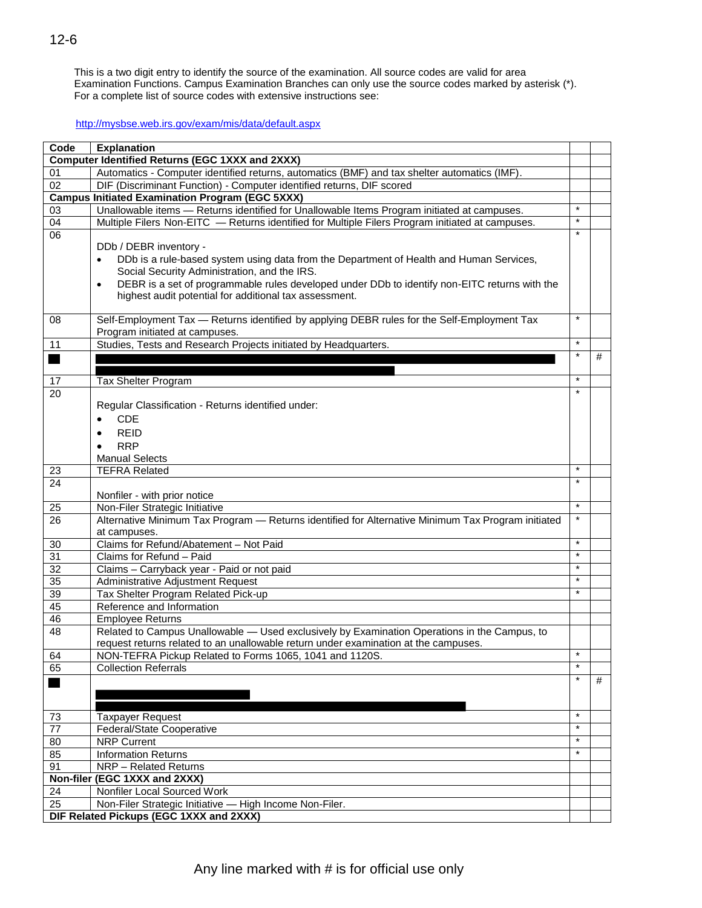12-6

This is a two digit entry to identify the source of the examination. All source codes are valid for area Examination Functions. Campus Examination Branches can only use the source codes marked by asterisk (*). For a complete list of source codes with extensive instructions see:

http://mysbse.web.irs.gov/exam/mis/data/default.aspx

| Code | Explanation | | |
|---|---|---|---|
| **Computer Identified Returns (EGC 1XXX and 2XXX)** | | | |
| 01 | Automatics - Computer identified returns, automatics (BMF) and tax shelter automatics (IMF). | | |
| 02 | DIF (Discriminant Function) - Computer identified returns, DIF scored | | |
| **Campus Initiated Examination Program (EGC 5XXX)** | | | |
| 03 | Unallowable items — Returns identified for Unallowable Items Program initiated at campuses. | * | |
| 04 | Multiple Filers Non-EITC — Returns identified for Multiple Filers Program initiated at campuses. | * | |
| 06 | DDb / DEBR inventory - <br>• DDb is a rule-based system using data from the Department of Health and Human Services, Social Security Administration, and the IRS. <br>• DEBR is a set of programmable rules developed under DDb to identify non-EITC returns with the highest audit potential for additional tax assessment. | * | |
| 08 | Self-Employment Tax — Returns identified by applying DEBR rules for the Self-Employment Tax Program initiated at campuses. | * | |
| 11 | Studies, Tests and Research Projects initiated by Headquarters. | * | |
| [redacted] | [redacted] | * | # |
| 17 | Tax Shelter Program | * | |
| 20 | Regular Classification - Returns identified under: <br>• CDE <br>• REID <br>• RRP <br>Manual Selects | * | |
| 23 | TEFRA Related | * | |
| 24 | Nonfiler - with prior notice | * | |
| 25 | Non-Filer Strategic Initiative | * | |
| 26 | Alternative Minimum Tax Program — Returns identified for Alternative Minimum Tax Program initiated at campuses. | * | |
| 30 | Claims for Refund/Abatement – Not Paid | * | |
| 31 | Claims for Refund – Paid | * | |
| 32 | Claims – Carryback year - Paid or not paid | * | |
| 35 | Administrative Adjustment Request | * | |
| 39 | Tax Shelter Program Related Pick-up | * | |
| 45 | Reference and Information | | |
| 46 | Employee Returns | | |
| 48 | Related to Campus Unallowable — Used exclusively by Examination Operations in the Campus, to request returns related to an unallowable return under examination at the campuses. | | |
| 64 | NON-TEFRA Pickup Related to Forms 1065, 1041 and 1120S. | * | |
| 65 | Collection Referrals | * | |
| [redacted] | [redacted] | * | # |
| 73 | Taxpayer Request | * | |
| 77 | Federal/State Cooperative | * | |
| 80 | NRP Current | * | |
| 85 | Information Returns | * | |
| 91 | NRP – Related Returns | | |
| **Non-filer (EGC 1XXX and 2XXX)** | | | |
| 24 | Nonfiler Local Sourced Work | | |
| 25 | Non-Filer Strategic Initiative — High Income Non-Filer. | | |
| **DIF Related Pickups (EGC 1XXX and 2XXX)** | | | |

Any line marked with # is for official use only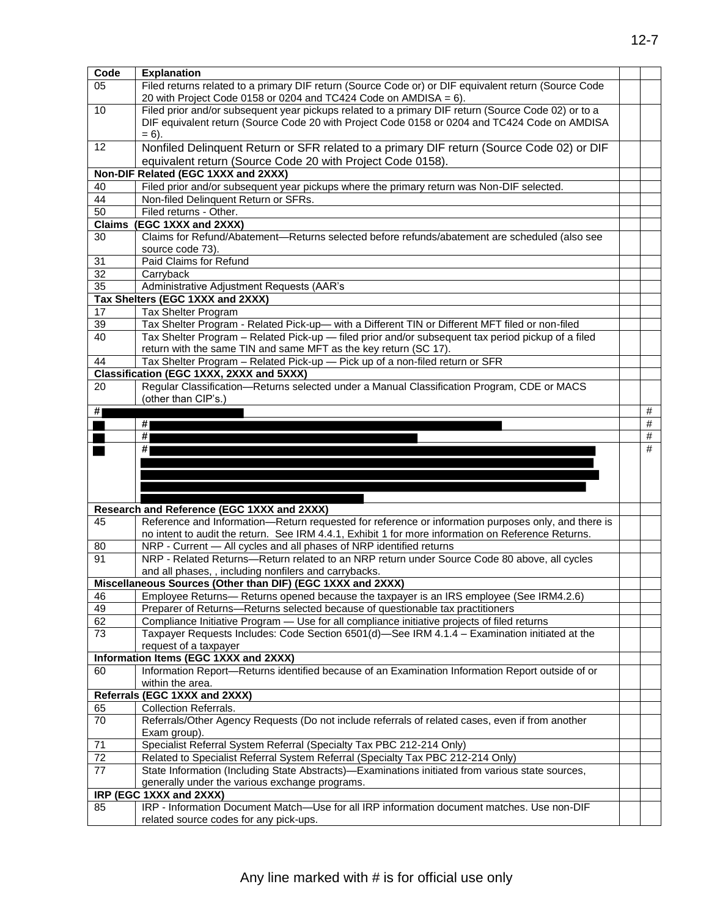| Code | Explanation | | |
|---|---|---|---|
| 05 | Filed returns related to a primary DIF return (Source Code or) or DIF equivalent return (Source Code 20 with Project Code 0158 or 0204 and TC424 Code on AMDISA = 6). | | |
| 10 | Filed prior and/or subsequent year pickups related to a primary DIF return (Source Code 02) or to a DIF equivalent return (Source Code 20 with Project Code 0158 or 0204 and TC424 Code on AMDISA = 6). | | |
| 12 | Nonfiled Delinquent Return or SFR related to a primary DIF return (Source Code 02) or DIF equivalent return (Source Code 20 with Project Code 0158). | | |
| **Non-DIF Related (EGC 1XXX and 2XXX)** | | | |
| 40 | Filed prior and/or subsequent year pickups where the primary return was Non-DIF selected. | | |
| 44 | Non-filed Delinquent Return or SFRs. | | |
| 50 | Filed returns - Other. | | |
| **Claims (EGC 1XXX and 2XXX)** | | | |
| 30 | Claims for Refund/Abatement—Returns selected before refunds/abatement are scheduled (also see source code 73). | | |
| 31 | Paid Claims for Refund | | |
| 32 | Carryback | | |
| 35 | Administrative Adjustment Requests (AAR's | | |
| **Tax Shelters (EGC 1XXX and 2XXX)** | | | |
| 17 | Tax Shelter Program | | |
| 39 | Tax Shelter Program - Related Pick-up— with a Different TIN or Different MFT filed or non-filed | | |
| 40 | Tax Shelter Program – Related Pick-up — filed prior and/or subsequent tax period pickup of a filed return with the same TIN and same MFT as the key return (SC 17). | | |
| 44 | Tax Shelter Program – Related Pick-up — Pick up of a non-filed return or SFR | | |
| **Classification (EGC 1XXX, 2XXX and 5XXX)** | | | |
| 20 | Regular Classification—Returns selected under a Manual Classification Program, CDE or MACS (other than CIP's.) | | |
| # | | | # |
| | # | | # |
| | # | | # |
| | # | | # |
| **Research and Reference (EGC 1XXX and 2XXX)** | | | |
| 45 | Reference and Information—Return requested for reference or information purposes only, and there is no intent to audit the return. See IRM 4.4.1, Exhibit 1 for more information on Reference Returns. | | |
| 80 | NRP - Current — All cycles and all phases of NRP identified returns | | |
| 91 | NRP - Related Returns—Return related to an NRP return under Source Code 80 above, all cycles and all phases, , including nonfilers and carrybacks. | | |
| **Miscellaneous Sources (Other than DIF) (EGC 1XXX and 2XXX)** | | | |
| 46 | Employee Returns— Returns opened because the taxpayer is an IRS employee (See IRM4.2.6) | | |
| 49 | Preparer of Returns—Returns selected because of questionable tax practitioners | | |
| 62 | Compliance Initiative Program — Use for all compliance initiative projects of filed returns | | |
| 73 | Taxpayer Requests Includes: Code Section 6501(d)—See IRM 4.1.4 – Examination initiated at the request of a taxpayer | | |
| **Information Items (EGC 1XXX and 2XXX)** | | | |
| 60 | Information Report—Returns identified because of an Examination Information Report outside of or within the area. | | |
| **Referrals (EGC 1XXX and 2XXX)** | | | |
| 65 | Collection Referrals. | | |
| 70 | Referrals/Other Agency Requests (Do not include referrals of related cases, even if from another Exam group). | | |
| 71 | Specialist Referral System Referral (Specialty Tax PBC 212-214 Only) | | |
| 72 | Related to Specialist Referral System Referral (Specialty Tax PBC 212-214 Only) | | |
| 77 | State Information (Including State Abstracts)—Examinations initiated from various state sources, generally under the various exchange programs. | | |
| **IRP (EGC 1XXX and 2XXX)** | | | |
| 85 | IRP - Information Document Match—Use for all IRP information document matches. Use non-DIF related source codes for any pick-ups. | | |

Any line marked with # is for official use only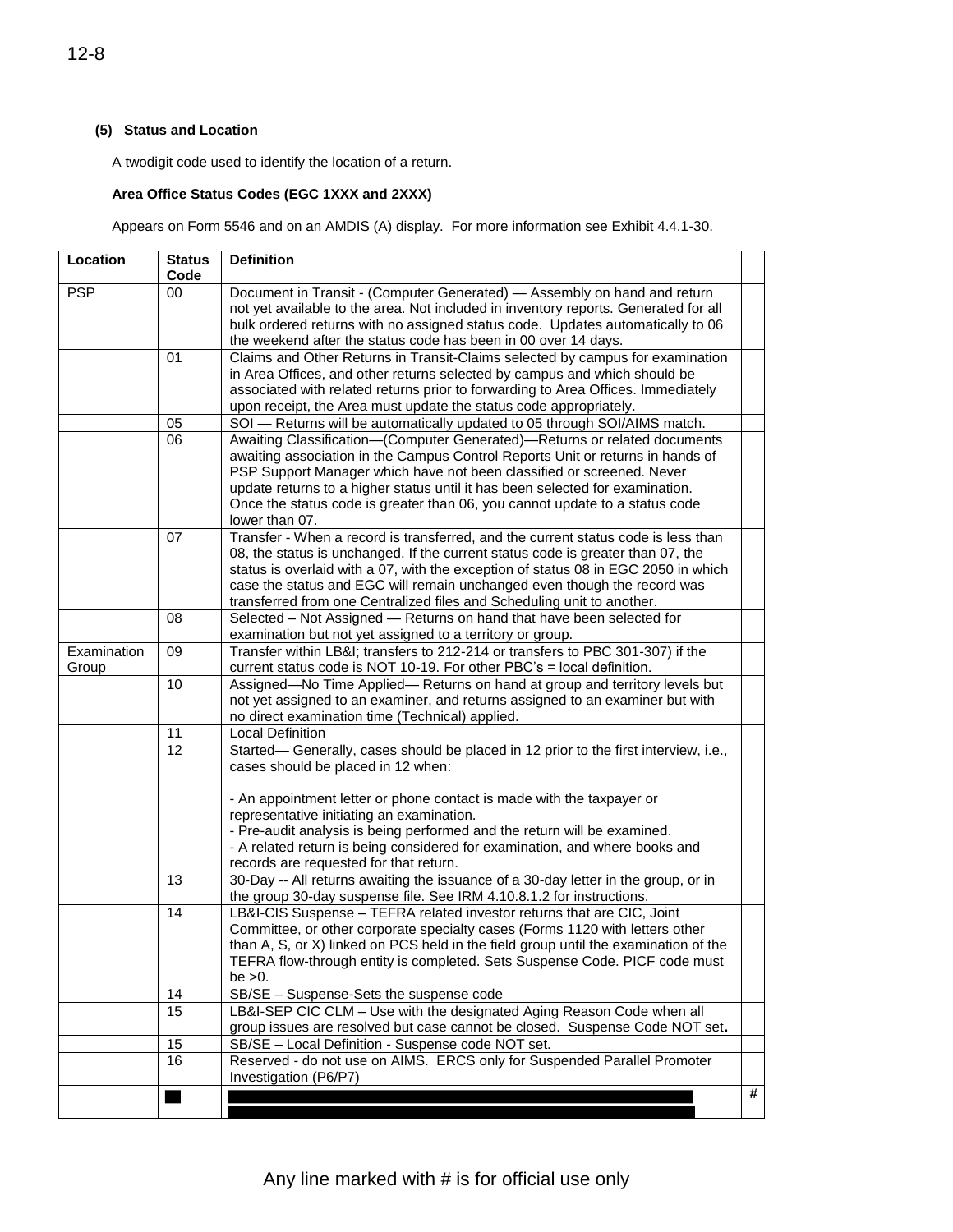**(5) Status and Location**

A twodigit code used to identify the location of a return.

**Area Office Status Codes (EGC 1XXX and 2XXX)**

Appears on Form 5546 and on an AMDIS (A) display. For more information see Exhibit 4.4.1-30.

| Location | Status Code | Definition | |
|---|---|---|---|
| PSP | 00 | Document in Transit - (Computer Generated) — Assembly on hand and return not yet available to the area. Not included in inventory reports. Generated for all bulk ordered returns with no assigned status code. Updates automatically to 06 the weekend after the status code has been in 00 over 14 days. | |
| | 01 | Claims and Other Returns in Transit-Claims selected by campus for examination in Area Offices, and other returns selected by campus and which should be associated with related returns prior to forwarding to Area Offices. Immediately upon receipt, the Area must update the status code appropriately. | |
| | 05 | SOI — Returns will be automatically updated to 05 through SOI/AIMS match. | |
| | 06 | Awaiting Classification—(Computer Generated)—Returns or related documents awaiting association in the Campus Control Reports Unit or returns in hands of PSP Support Manager which have not been classified or screened. Never update returns to a higher status until it has been selected for examination. Once the status code is greater than 06, you cannot update to a status code lower than 07. | |
| | 07 | Transfer - When a record is transferred, and the current status code is less than 08, the status is unchanged. If the current status code is greater than 07, the status is overlaid with a 07, with the exception of status 08 in EGC 2050 in which case the status and EGC will remain unchanged even though the record was transferred from one Centralized files and Scheduling unit to another. | |
| | 08 | Selected – Not Assigned — Returns on hand that have been selected for examination but not yet assigned to a territory or group. | |
| Examination Group | 09 | Transfer within LB&I; transfers to 212-214 or transfers to PBC 301-307) if the current status code is NOT 10-19. For other PBC's = local definition. | |
| | 10 | Assigned—No Time Applied— Returns on hand at group and territory levels but not yet assigned to an examiner, and returns assigned to an examiner but with no direct examination time (Technical) applied. | |
| | 11 | Local Definition | |
| | 12 | Started— Generally, cases should be placed in 12 prior to the first interview, i.e., cases should be placed in 12 when:<br><br>- An appointment letter or phone contact is made with the taxpayer or representative initiating an examination.<br>- Pre-audit analysis is being performed and the return will be examined.<br>- A related return is being considered for examination, and where books and records are requested for that return. | |
| | 13 | 30-Day -- All returns awaiting the issuance of a 30-day letter in the group, or in the group 30-day suspense file. See IRM 4.10.8.1.2 for instructions. | |
| | 14 | LB&I-CIS Suspense – TEFRA related investor returns that are CIC, Joint Committee, or other corporate specialty cases (Forms 1120 with letters other than A, S, or X) linked on PCS held in the field group until the examination of the TEFRA flow-through entity is completed. Sets Suspense Code. PICF code must be >0. | |
| | 14 | SB/SE – Suspense-Sets the suspense code | |
| | 15 | LB&I-SEP CIC CLM – Use with the designated Aging Reason Code when all group issues are resolved but case cannot be closed. Suspense Code NOT set**.** | |
| | 15 | SB/SE – Local Definition - Suspense code NOT set. | |
| | 16 | Reserved - do not use on AIMS. ERCS only for Suspended Parallel Promoter Investigation (P6/P7) | |
| | [REDACTED] | [REDACTED] | # |

Any line marked with # is for official use only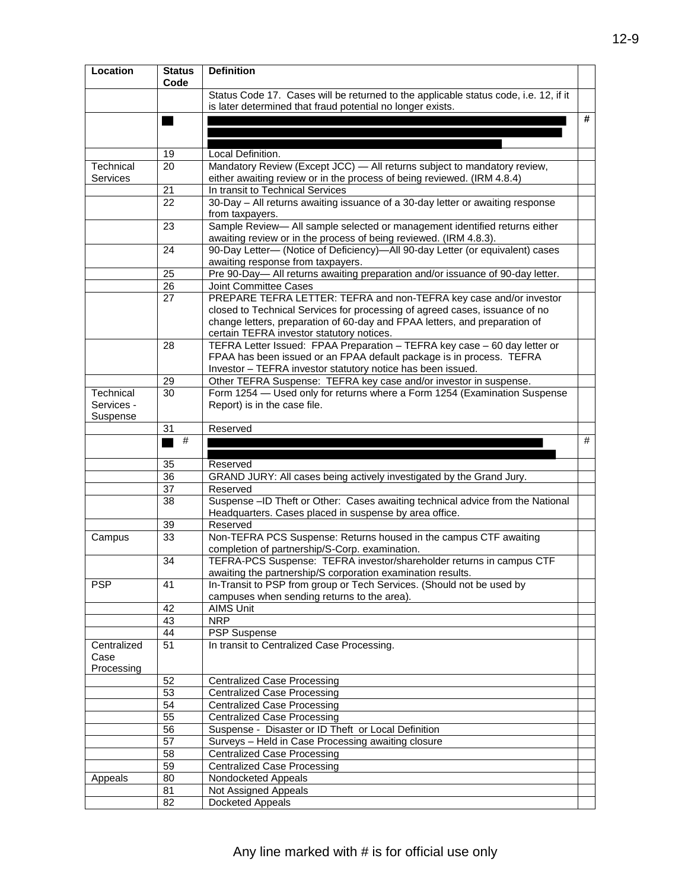| Location | Status Code | Definition | |
|---|---|---|---|
| | | Status Code 17. Cases will be returned to the applicable status code, i.e. 12, if it is later determined that fraud potential no longer exists. | |
| | ██ | ████████████████████████████████████████ | # |
| | 19 | Local Definition. | |
| Technical Services | 20 | Mandatory Review (Except JCC) — All returns subject to mandatory review, either awaiting review or in the process of being reviewed. (IRM 4.8.4) | |
| | 21 | In transit to Technical Services | |
| | 22 | 30-Day – All returns awaiting issuance of a 30-day letter or awaiting response from taxpayers. | |
| | 23 | Sample Review— All sample selected or management identified returns either awaiting review or in the process of being reviewed. (IRM 4.8.3). | |
| | 24 | 90-Day Letter— (Notice of Deficiency)—All 90-day Letter (or equivalent) cases awaiting response from taxpayers. | |
| | 25 | Pre 90-Day— All returns awaiting preparation and/or issuance of 90-day letter. | |
| | 26 | Joint Committee Cases | |
| | 27 | PREPARE TEFRA LETTER: TEFRA and non-TEFRA key case and/or investor closed to Technical Services for processing of agreed cases, issuance of no change letters, preparation of 60-day and FPAA letters, and preparation of certain TEFRA investor statutory notices. | |
| | 28 | TEFRA Letter Issued: FPAA Preparation – TEFRA key case – 60 day letter or FPAA has been issued or an FPAA default package is in process. TEFRA Investor – TEFRA investor statutory notice has been issued. | |
| | 29 | Other TEFRA Suspense: TEFRA key case and/or investor in suspense. | |
| Technical Services - Suspense | 30 | Form 1254 — Used only for returns where a Form 1254 (Examination Suspense Report) is in the case file. | |
| | 31 | Reserved | |
| | ██ # | ████████████████████████████████████████ | # |
| | 35 | Reserved | |
| | 36 | GRAND JURY: All cases being actively investigated by the Grand Jury. | |
| | 37 | Reserved | |
| | 38 | Suspense –ID Theft or Other: Cases awaiting technical advice from the National Headquarters. Cases placed in suspense by area office. | |
| | 39 | Reserved | |
| Campus | 33 | Non-TEFRA PCS Suspense: Returns housed in the campus CTF awaiting completion of partnership/S-Corp. examination. | |
| | 34 | TEFRA-PCS Suspense: TEFRA investor/shareholder returns in campus CTF awaiting the partnership/S corporation examination results. | |
| PSP | 41 | In-Transit to PSP from group or Tech Services. (Should not be used by campuses when sending returns to the area). | |
| | 42 | AIMS Unit | |
| | 43 | NRP | |
| | 44 | PSP Suspense | |
| Centralized Case Processing | 51 | In transit to Centralized Case Processing. | |
| | 52 | Centralized Case Processing | |
| | 53 | Centralized Case Processing | |
| | 54 | Centralized Case Processing | |
| | 55 | Centralized Case Processing | |
| | 56 | Suspense - Disaster or ID Theft or Local Definition | |
| | 57 | Surveys – Held in Case Processing awaiting closure | |
| | 58 | Centralized Case Processing | |
| | 59 | Centralized Case Processing | |
| Appeals | 80 | Nondocketed Appeals | |
| | 81 | Not Assigned Appeals | |
| | 82 | Docketed Appeals | |

Any line marked with # is for official use only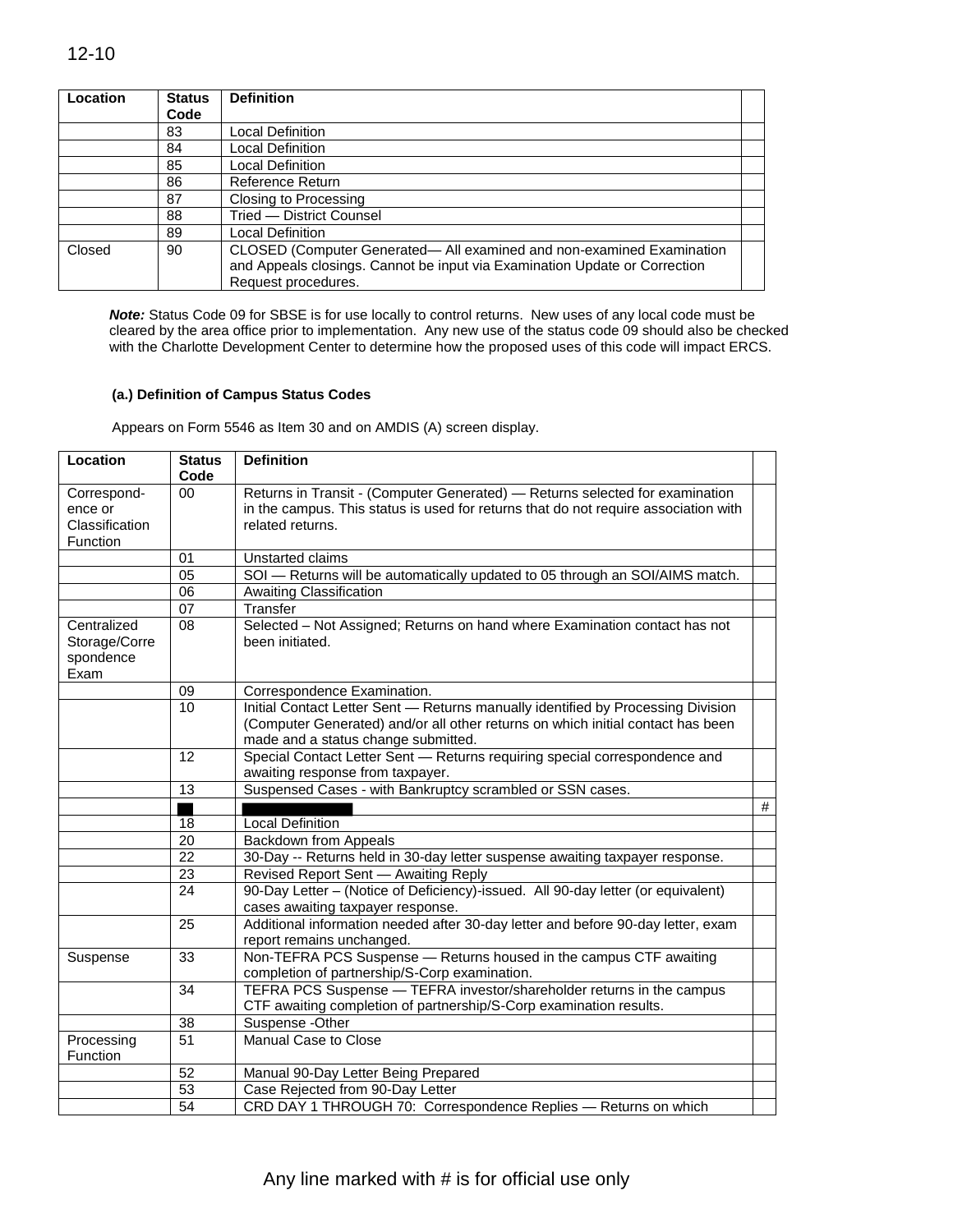| Location | Status Code | Definition | |
|---|---|---|---|
| | 83 | Local Definition | |
| | 84 | Local Definition | |
| | 85 | Local Definition | |
| | 86 | Reference Return | |
| | 87 | Closing to Processing | |
| | 88 | Tried — District Counsel | |
| | 89 | Local Definition | |
| Closed | 90 | CLOSED (Computer Generated— All examined and non-examined Examination and Appeals closings. Cannot be input via Examination Update or Correction Request procedures. | |

***Note:*** Status Code 09 for SBSE is for use locally to control returns. New uses of any local code must be cleared by the area office prior to implementation. Any new use of the status code 09 should also be checked with the Charlotte Development Center to determine how the proposed uses of this code will impact ERCS.

**(a.) Definition of Campus Status Codes**

Appears on Form 5546 as Item 30 and on AMDIS (A) screen display.

| Location | Status Code | Definition | |
|---|---|---|---|
| Correspond-ence or Classification Function | 00 | Returns in Transit - (Computer Generated) — Returns selected for examination in the campus. This status is used for returns that do not require association with related returns. | |
| | 01 | Unstarted claims | |
| | 05 | SOI — Returns will be automatically updated to 05 through an SOI/AIMS match. | |
| | 06 | Awaiting Classification | |
| | 07 | Transfer | |
| Centralized Storage/Correspondence Exam | 08 | Selected – Not Assigned; Returns on hand where Examination contact has not been initiated. | |
| | 09 | Correspondence Examination. | |
| | 10 | Initial Contact Letter Sent — Returns manually identified by Processing Division (Computer Generated) and/or all other returns on which initial contact has been made and a status change submitted. | |
| | 12 | Special Contact Letter Sent — Returns requiring special correspondence and awaiting response from taxpayer. | |
| | 13 | Suspensed Cases - with Bankruptcy scrambled or SSN cases. | |
| | | | # |
| | 18 | Local Definition | |
| | 20 | Backdown from Appeals | |
| | 22 | 30-Day -- Returns held in 30-day letter suspense awaiting taxpayer response. | |
| | 23 | Revised Report Sent — Awaiting Reply | |
| | 24 | 90-Day Letter – (Notice of Deficiency)-issued. All 90-day letter (or equivalent) cases awaiting taxpayer response. | |
| | 25 | Additional information needed after 30-day letter and before 90-day letter, exam report remains unchanged. | |
| Suspense | 33 | Non-TEFRA PCS Suspense — Returns housed in the campus CTF awaiting completion of partnership/S-Corp examination. | |
| | 34 | TEFRA PCS Suspense — TEFRA investor/shareholder returns in the campus CTF awaiting completion of partnership/S-Corp examination results. | |
| | 38 | Suspense -Other | |
| Processing Function | 51 | Manual Case to Close | |
| | 52 | Manual 90-Day Letter Being Prepared | |
| | 53 | Case Rejected from 90-Day Letter | |
| | 54 | CRD DAY 1 THROUGH 70: Correspondence Replies — Returns on which | |

Any line marked with # is for official use only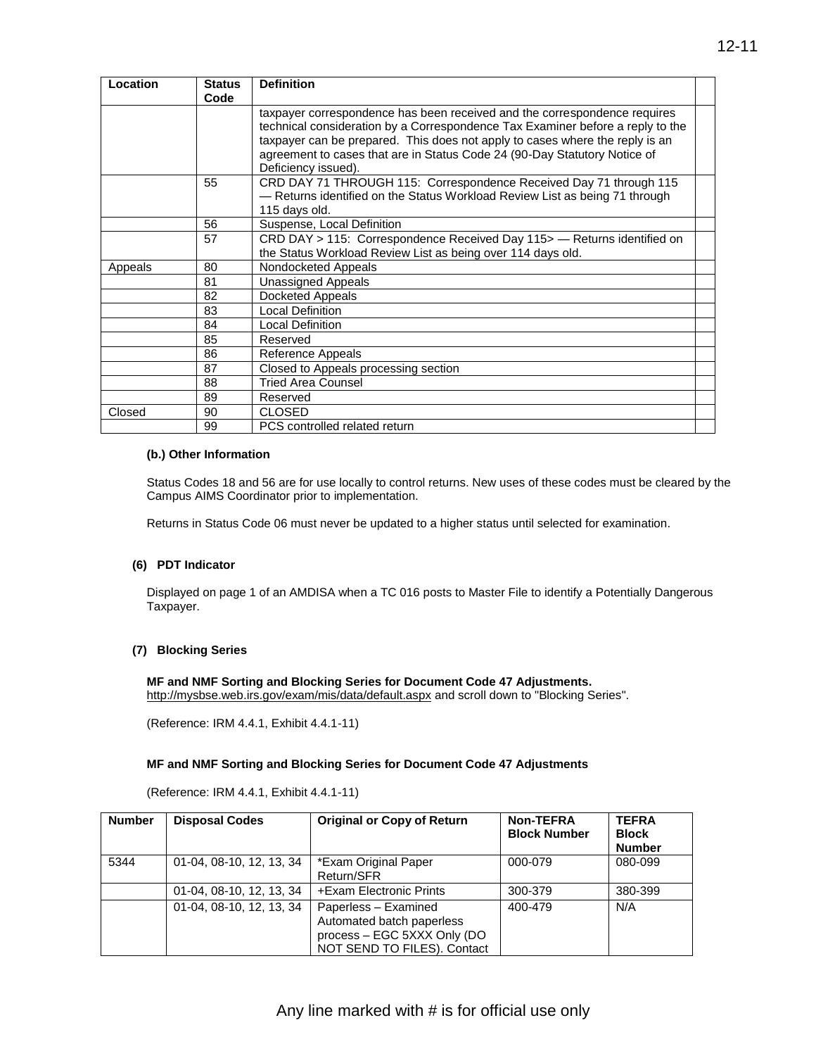| Location | Status Code | Definition | |
|---|---|---|---|
| | | taxpayer correspondence has been received and the correspondence requires technical consideration by a Correspondence Tax Examiner before a reply to the taxpayer can be prepared. This does not apply to cases where the reply is an agreement to cases that are in Status Code 24 (90-Day Statutory Notice of Deficiency issued). | |
| | 55 | CRD DAY 71 THROUGH 115: Correspondence Received Day 71 through 115 — Returns identified on the Status Workload Review List as being 71 through 115 days old. | |
| | 56 | Suspense, Local Definition | |
| | 57 | CRD DAY > 115: Correspondence Received Day 115> — Returns identified on the Status Workload Review List as being over 114 days old. | |
| Appeals | 80 | Nondocketed Appeals | |
| | 81 | Unassigned Appeals | |
| | 82 | Docketed Appeals | |
| | 83 | Local Definition | |
| | 84 | Local Definition | |
| | 85 | Reserved | |
| | 86 | Reference Appeals | |
| | 87 | Closed to Appeals processing section | |
| | 88 | Tried Area Counsel | |
| | 89 | Reserved | |
| Closed | 90 | CLOSED | |
| | 99 | PCS controlled related return | |

**(b.) Other Information**

Status Codes 18 and 56 are for use locally to control returns. New uses of these codes must be cleared by the Campus AIMS Coordinator prior to implementation.

Returns in Status Code 06 must never be updated to a higher status until selected for examination.

**(6) PDT Indicator**

Displayed on page 1 of an AMDISA when a TC 016 posts to Master File to identify a Potentially Dangerous Taxpayer.

**(7) Blocking Series**

**MF and NMF Sorting and Blocking Series for Document Code 47 Adjustments.**
http://mysbse.web.irs.gov/exam/mis/data/default.aspx and scroll down to "Blocking Series".

(Reference: IRM 4.4.1, Exhibit 4.4.1-11)

**MF and NMF Sorting and Blocking Series for Document Code 47 Adjustments**

(Reference: IRM 4.4.1, Exhibit 4.4.1-11)

| Number | Disposal Codes | Original or Copy of Return | Non-TEFRA Block Number | TEFRA Block Number |
|---|---|---|---|---|
| 5344 | 01-04, 08-10, 12, 13, 34 | *Exam Original Paper Return/SFR | 000-079 | 080-099 |
| | 01-04, 08-10, 12, 13, 34 | +Exam Electronic Prints | 300-379 | 380-399 |
| | 01-04, 08-10, 12, 13, 34 | Paperless – Examined Automated batch paperless process – EGC 5XXX Only (DO NOT SEND TO FILES). Contact | 400-479 | N/A |

Any line marked with # is for official use only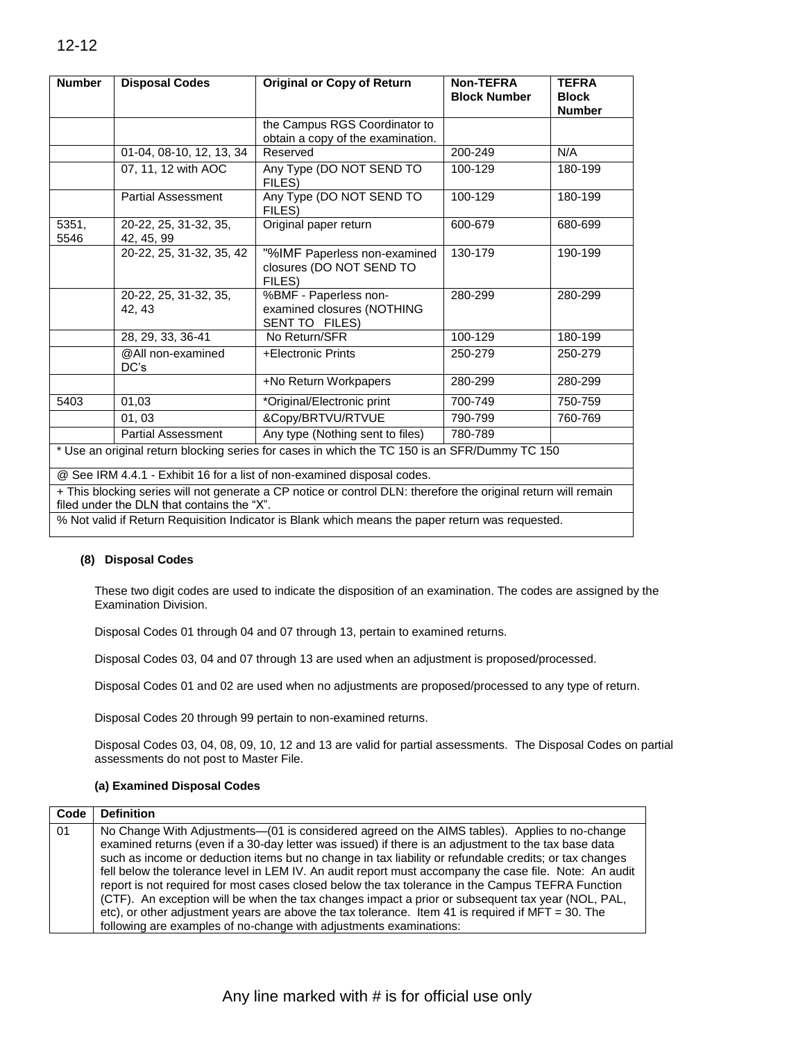| Number | Disposal Codes | Original or Copy of Return | Non-TEFRA Block Number | TEFRA Block Number |
|---|---|---|---|---|
| | | the Campus RGS Coordinator to obtain a copy of the examination. | | |
| | 01-04, 08-10, 12, 13, 34 | Reserved | 200-249 | N/A |
| | 07, 11, 12 with AOC | Any Type (DO NOT SEND TO FILES) | 100-129 | 180-199 |
| | Partial Assessment | Any Type (DO NOT SEND TO FILES) | 100-129 | 180-199 |
| 5351, 5546 | 20-22, 25, 31-32, 35, 42, 45, 99 | Original paper return | 600-679 | 680-699 |
| | 20-22, 25, 31-32, 35, 42 | "%IMF Paperless non-examined closures (DO NOT SEND TO FILES) | 130-179 | 190-199 |
| | 20-22, 25, 31-32, 35, 42, 43 | %BMF - Paperless non-examined closures (NOTHING SENT TO FILES) | 280-299 | 280-299 |
| | 28, 29, 33, 36-41 | No Return/SFR | 100-129 | 180-199 |
| | @All non-examined DC's | +Electronic Prints | 250-279 | 250-279 |
| | | +No Return Workpapers | 280-299 | 280-299 |
| 5403 | 01,03 | *Original/Electronic print | 700-749 | 750-759 |
| | 01, 03 | &Copy/BRTVU/RTVUE | 790-799 | 760-769 |
| | Partial Assessment | Any type (Nothing sent to files) | 780-789 | |
| * Use an original return blocking series for cases in which the TC 150 is an SFR/Dummy TC 150 | | | | |
| @ See IRM 4.4.1 - Exhibit 16 for a list of non-examined disposal codes. | | | | |
| + This blocking series will not generate a CP notice or control DLN: therefore the original return will remain filed under the DLN that contains the "X". | | | | |
| % Not valid if Return Requisition Indicator is Blank which means the paper return was requested. | | | | |

**(8) Disposal Codes**

These two digit codes are used to indicate the disposition of an examination. The codes are assigned by the Examination Division.

Disposal Codes 01 through 04 and 07 through 13, pertain to examined returns.

Disposal Codes 03, 04 and 07 through 13 are used when an adjustment is proposed/processed.

Disposal Codes 01 and 02 are used when no adjustments are proposed/processed to any type of return.

Disposal Codes 20 through 99 pertain to non-examined returns.

Disposal Codes 03, 04, 08, 09, 10, 12 and 13 are valid for partial assessments. The Disposal Codes on partial assessments do not post to Master File.

**(a) Examined Disposal Codes**

| Code | Definition |
|---|---|
| 01 | No Change With Adjustments—(01 is considered agreed on the AIMS tables). Applies to no-change examined returns (even if a 30-day letter was issued) if there is an adjustment to the tax base data such as income or deduction items but no change in tax liability or refundable credits; or tax changes fell below the tolerance level in LEM IV. An audit report must accompany the case file. Note: An audit report is not required for most cases closed below the tax tolerance in the Campus TEFRA Function (CTF). An exception will be when the tax changes impact a prior or subsequent tax year (NOL, PAL, etc), or other adjustment years are above the tax tolerance. Item 41 is required if MFT = 30. The following are examples of no-change with adjustments examinations: |

Any line marked with # is for official use only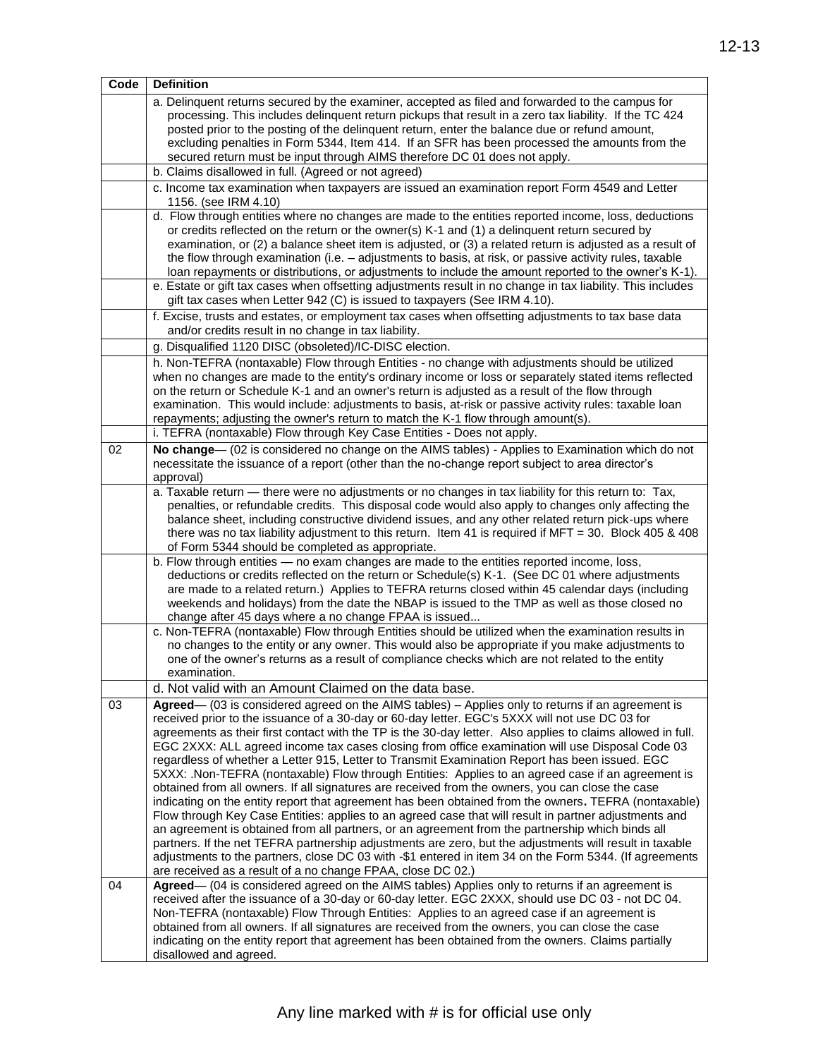| Code | Definition |
|---|---|
| | a. Delinquent returns secured by the examiner, accepted as filed and forwarded to the campus for processing. This includes delinquent return pickups that result in a zero tax liability. If the TC 424 posted prior to the posting of the delinquent return, enter the balance due or refund amount, excluding penalties in Form 5344, Item 414. If an SFR has been processed the amounts from the secured return must be input through AIMS therefore DC 01 does not apply. |
| | b. Claims disallowed in full. (Agreed or not agreed) |
| | c. Income tax examination when taxpayers are issued an examination report Form 4549 and Letter 1156. (see IRM 4.10) |
| | d. Flow through entities where no changes are made to the entities reported income, loss, deductions or credits reflected on the return or the owner(s) K-1 and (1) a delinquent return secured by examination, or (2) a balance sheet item is adjusted, or (3) a related return is adjusted as a result of the flow through examination (i.e. – adjustments to basis, at risk, or passive activity rules, taxable loan repayments or distributions, or adjustments to include the amount reported to the owner's K-1). |
| | e. Estate or gift tax cases when offsetting adjustments result in no change in tax liability. This includes gift tax cases when Letter 942 (C) is issued to taxpayers (See IRM 4.10). |
| | f. Excise, trusts and estates, or employment tax cases when offsetting adjustments to tax base data and/or credits result in no change in tax liability. |
| | g. Disqualified 1120 DISC (obsoleted)/IC-DISC election. |
| | h. Non-TEFRA (nontaxable) Flow through Entities - no change with adjustments should be utilized when no changes are made to the entity's ordinary income or loss or separately stated items reflected on the return or Schedule K-1 and an owner's return is adjusted as a result of the flow through examination. This would include: adjustments to basis, at-risk or passive activity rules: taxable loan repayments; adjusting the owner's return to match the K-1 flow through amount(s). |
| | i. TEFRA (nontaxable) Flow through Key Case Entities - Does not apply. |
| 02 | **No change**— (02 is considered no change on the AIMS tables) - Applies to Examination which do not necessitate the issuance of a report (other than the no-change report subject to area director's approval) |
| | a. Taxable return — there were no adjustments or no changes in tax liability for this return to: Tax, penalties, or refundable credits. This disposal code would also apply to changes only affecting the balance sheet, including constructive dividend issues, and any other related return pick-ups where there was no tax liability adjustment to this return. Item 41 is required if MFT = 30. Block 405 & 408 of Form 5344 should be completed as appropriate. |
| | b. Flow through entities — no exam changes are made to the entities reported income, loss, deductions or credits reflected on the return or Schedule(s) K-1. (See DC 01 where adjustments are made to a related return.) Applies to TEFRA returns closed within 45 calendar days (including weekends and holidays) from the date the NBAP is issued to the TMP as well as those closed no change after 45 days where a no change FPAA is issued... |
| | c. Non-TEFRA (nontaxable) Flow through Entities should be utilized when the examination results in no changes to the entity or any owner. This would also be appropriate if you make adjustments to one of the owner's returns as a result of compliance checks which are not related to the entity examination. |
| | d. Not valid with an Amount Claimed on the data base. |
| 03 | **Agreed**— (03 is considered agreed on the AIMS tables) – Applies only to returns if an agreement is received prior to the issuance of a 30-day or 60-day letter. EGC's 5XXX will not use DC 03 for agreements as their first contact with the TP is the 30-day letter. Also applies to claims allowed in full. EGC 2XXX: ALL agreed income tax cases closing from office examination will use Disposal Code 03 regardless of whether a Letter 915, Letter to Transmit Examination Report has been issued. EGC 5XXX: .Non-TEFRA (nontaxable) Flow through Entities: Applies to an agreed case if an agreement is obtained from all owners. If all signatures are received from the owners, you can close the case indicating on the entity report that agreement has been obtained from the owners**.** TEFRA (nontaxable) Flow through Key Case Entities: applies to an agreed case that will result in partner adjustments and an agreement is obtained from all partners, or an agreement from the partnership which binds all partners. If the net TEFRA partnership adjustments are zero, but the adjustments will result in taxable adjustments to the partners, close DC 03 with -$1 entered in item 34 on the Form 5344. (If agreements are received as a result of a no change FPAA, close DC 02.) |
| 04 | **Agreed**— (04 is considered agreed on the AIMS tables) Applies only to returns if an agreement is received after the issuance of a 30-day or 60-day letter. EGC 2XXX, should use DC 03 - not DC 04. Non-TEFRA (nontaxable) Flow Through Entities: Applies to an agreed case if an agreement is obtained from all owners. If all signatures are received from the owners, you can close the case indicating on the entity report that agreement has been obtained from the owners. Claims partially disallowed and agreed. |

Any line marked with # is for official use only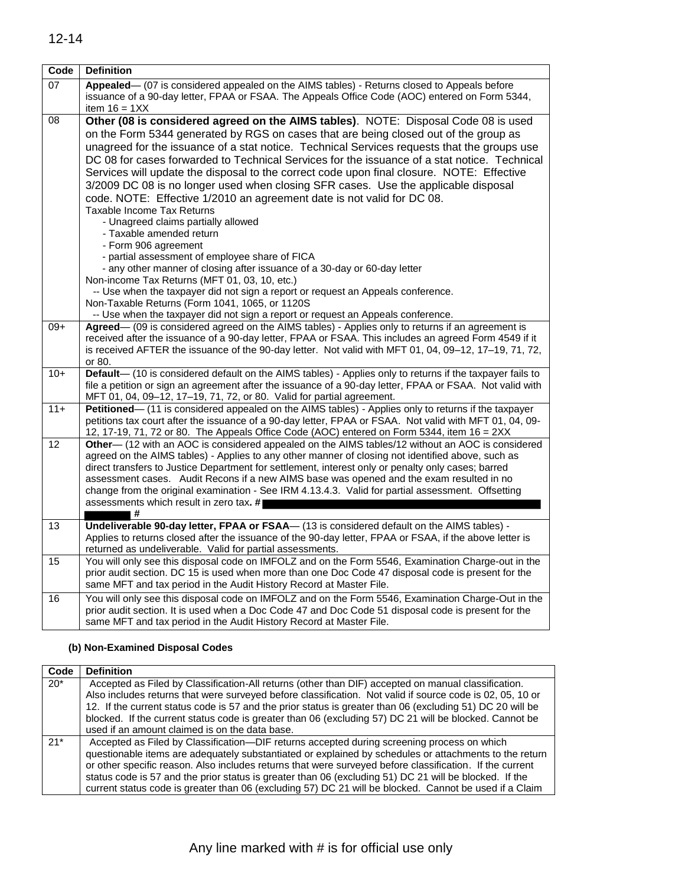| Code | Definition |
|---|---|
| 07 | **Appealed**— (07 is considered appealed on the AIMS tables) - Returns closed to Appeals before issuance of a 90-day letter, FPAA or FSAA. The Appeals Office Code (AOC) entered on Form 5344, item 16 = 1XX |
| 08 | **Other (08 is considered agreed on the AIMS tables)**. NOTE: Disposal Code 08 is used on the Form 5344 generated by RGS on cases that are being closed out of the group as unagreed for the issuance of a stat notice. Technical Services requests that the groups use DC 08 for cases forwarded to Technical Services for the issuance of a stat notice. Technical Services will update the disposal to the correct code upon final closure. NOTE: Effective 3/2009 DC 08 is no longer used when closing SFR cases. Use the applicable disposal code. NOTE: Effective 1/2010 an agreement date is not valid for DC 08.<br>Taxable Income Tax Returns<br>- Unagreed claims partially allowed<br>- Taxable amended return<br>- Form 906 agreement<br>- partial assessment of employee share of FICA<br>- any other manner of closing after issuance of a 30-day or 60-day letter<br>Non-income Tax Returns (MFT 01, 03, 10, etc.)<br>-- Use when the taxpayer did not sign a report or request an Appeals conference.<br>Non-Taxable Returns (Form 1041, 1065, or 1120S<br>-- Use when the taxpayer did not sign a report or request an Appeals conference. |
| 09+ | **Agreed**— (09 is considered agreed on the AIMS tables) - Applies only to returns if an agreement is received after the issuance of a 90-day letter, FPAA or FSAA. This includes an agreed Form 4549 if it is received AFTER the issuance of the 90-day letter. Not valid with MFT 01, 04, 09–12, 17–19, 71, 72, or 80. |
| 10+ | **Default**— (10 is considered default on the AIMS tables) - Applies only to returns if the taxpayer fails to file a petition or sign an agreement after the issuance of a 90-day letter, FPAA or FSAA. Not valid with MFT 01, 04, 09–12, 17–19, 71, 72, or 80. Valid for partial agreement. |
| 11+ | **Petitioned**— (11 is considered appealed on the AIMS tables) - Applies only to returns if the taxpayer petitions tax court after the issuance of a 90-day letter, FPAA or FSAA. Not valid with MFT 01, 04, 09-12, 17-19, 71, 72 or 80. The Appeals Office Code (AOC) entered on Form 5344, item 16 = 2XX |
| 12 | **Other**— (12 with an AOC is considered appealed on the AIMS tables/12 without an AOC is considered agreed on the AIMS tables) - Applies to any other manner of closing not identified above, such as direct transfers to Justice Department for settlement, interest only or penalty only cases; barred assessment cases. Audit Recons if a new AIMS base was opened and the exam resulted in no change from the original examination - See IRM 4.13.4.3. Valid for partial assessment. Offsetting assessments which result in zero tax. **#** [redacted] **#** |
| 13 | **Undeliverable 90-day letter, FPAA or FSAA**— (13 is considered default on the AIMS tables) - Applies to returns closed after the issuance of the 90-day letter, FPAA or FSAA, if the above letter is returned as undeliverable. Valid for partial assessments. |
| 15 | You will only see this disposal code on IMFOLZ and on the Form 5546, Examination Charge-out in the prior audit section. DC 15 is used when more than one Doc Code 47 disposal code is present for the same MFT and tax period in the Audit History Record at Master File. |
| 16 | You will only see this disposal code on IMFOLZ and on the Form 5546, Examination Charge-Out in the prior audit section. It is used when a Doc Code 47 and Doc Code 51 disposal code is present for the same MFT and tax period in the Audit History Record at Master File. |

**(b) Non-Examined Disposal Codes**

| Code | Definition |
|---|---|
| 20* | Accepted as Filed by Classification-All returns (other than DIF) accepted on manual classification. Also includes returns that were surveyed before classification. Not valid if source code is 02, 05, 10 or 12. If the current status code is 57 and the prior status is greater than 06 (excluding 51) DC 20 will be blocked. If the current status code is greater than 06 (excluding 57) DC 21 will be blocked. Cannot be used if an amount claimed is on the data base. |
| 21* | Accepted as Filed by Classification—DIF returns accepted during screening process on which questionable items are adequately substantiated or explained by schedules or attachments to the return or other specific reason. Also includes returns that were surveyed before classification. If the current status code is 57 and the prior status is greater than 06 (excluding 51) DC 21 will be blocked. If the current status code is greater than 06 (excluding 57) DC 21 will be blocked. Cannot be used if a Claim |

Any line marked with # is for official use only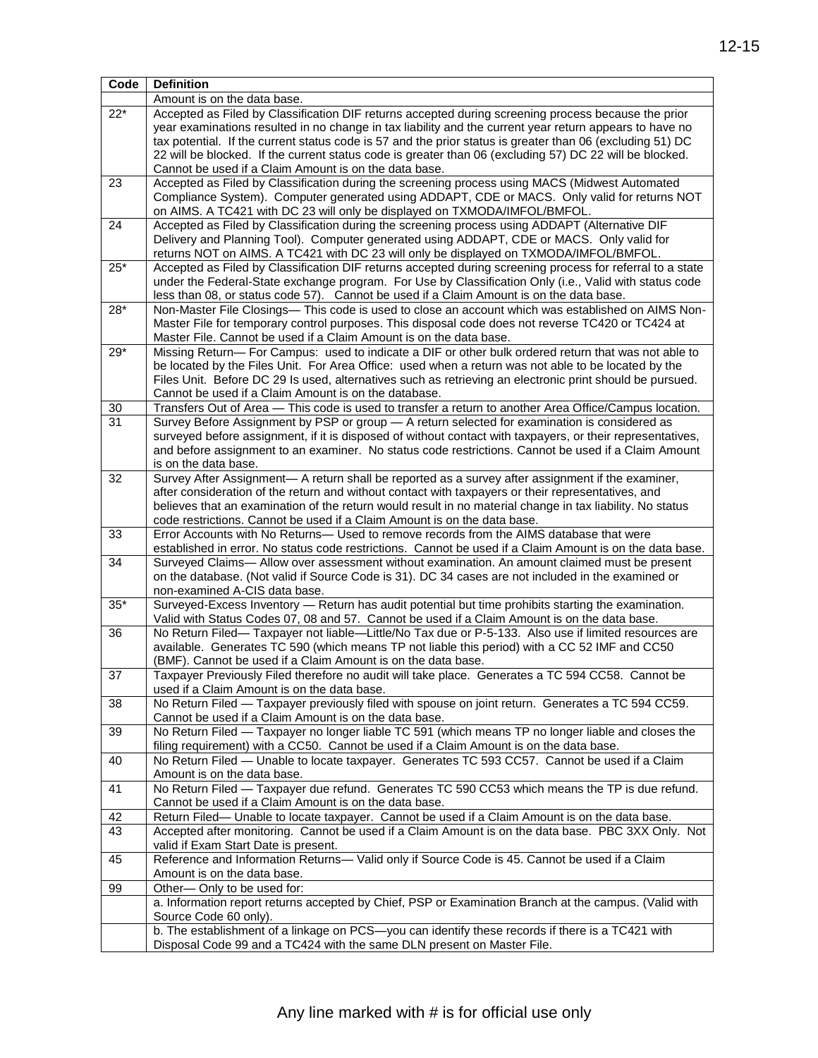| Code | Definition |
|---|---|
| | Amount is on the data base. |
| 22* | Accepted as Filed by Classification DIF returns accepted during screening process because the prior year examinations resulted in no change in tax liability and the current year return appears to have no tax potential. If the current status code is 57 and the prior status is greater than 06 (excluding 51) DC 22 will be blocked. If the current status code is greater than 06 (excluding 57) DC 22 will be blocked. Cannot be used if a Claim Amount is on the data base. |
| 23 | Accepted as Filed by Classification during the screening process using MACS (Midwest Automated Compliance System). Computer generated using ADDAPT, CDE or MACS. Only valid for returns NOT on AIMS. A TC421 with DC 23 will only be displayed on TXMODA/IMFOL/BMFOL. |
| 24 | Accepted as Filed by Classification during the screening process using ADDAPT (Alternative DIF Delivery and Planning Tool). Computer generated using ADDAPT, CDE or MACS. Only valid for returns NOT on AIMS. A TC421 with DC 23 will only be displayed on TXMODA/IMFOL/BMFOL. |
| 25* | Accepted as Filed by Classification DIF returns accepted during screening process for referral to a state under the Federal-State exchange program. For Use by Classification Only (i.e., Valid with status code less than 08, or status code 57). Cannot be used if a Claim Amount is on the data base. |
| 28* | Non-Master File Closings— This code is used to close an account which was established on AIMS Non-Master File for temporary control purposes. This disposal code does not reverse TC420 or TC424 at Master File. Cannot be used if a Claim Amount is on the data base. |
| 29* | Missing Return— For Campus: used to indicate a DIF or other bulk ordered return that was not able to be located by the Files Unit. For Area Office: used when a return was not able to be located by the Files Unit. Before DC 29 Is used, alternatives such as retrieving an electronic print should be pursued. Cannot be used if a Claim Amount is on the database. |
| 30 | Transfers Out of Area — This code is used to transfer a return to another Area Office/Campus location. |
| 31 | Survey Before Assignment by PSP or group — A return selected for examination is considered as surveyed before assignment, if it is disposed of without contact with taxpayers, or their representatives, and before assignment to an examiner. No status code restrictions. Cannot be used if a Claim Amount is on the data base. |
| 32 | Survey After Assignment— A return shall be reported as a survey after assignment if the examiner, after consideration of the return and without contact with taxpayers or their representatives, and believes that an examination of the return would result in no material change in tax liability. No status code restrictions. Cannot be used if a Claim Amount is on the data base. |
| 33 | Error Accounts with No Returns— Used to remove records from the AIMS database that were established in error. No status code restrictions. Cannot be used if a Claim Amount is on the data base. |
| 34 | Surveyed Claims— Allow over assessment without examination. An amount claimed must be present on the database. (Not valid if Source Code is 31). DC 34 cases are not included in the examined or non-examined A-CIS data base. |
| 35* | Surveyed-Excess Inventory — Return has audit potential but time prohibits starting the examination. Valid with Status Codes 07, 08 and 57. Cannot be used if a Claim Amount is on the data base. |
| 36 | No Return Filed— Taxpayer not liable—Little/No Tax due or P-5-133. Also use if limited resources are available. Generates TC 590 (which means TP not liable this period) with a CC 52 IMF and CC50 (BMF). Cannot be used if a Claim Amount is on the data base. |
| 37 | Taxpayer Previously Filed therefore no audit will take place. Generates a TC 594 CC58. Cannot be used if a Claim Amount is on the data base. |
| 38 | No Return Filed — Taxpayer previously filed with spouse on joint return. Generates a TC 594 CC59. Cannot be used if a Claim Amount is on the data base. |
| 39 | No Return Filed — Taxpayer no longer liable TC 591 (which means TP no longer liable and closes the filing requirement) with a CC50. Cannot be used if a Claim Amount is on the data base. |
| 40 | No Return Filed — Unable to locate taxpayer. Generates TC 593 CC57. Cannot be used if a Claim Amount is on the data base. |
| 41 | No Return Filed — Taxpayer due refund. Generates TC 590 CC53 which means the TP is due refund. Cannot be used if a Claim Amount is on the data base. |
| 42 | Return Filed— Unable to locate taxpayer. Cannot be used if a Claim Amount is on the data base. |
| 43 | Accepted after monitoring. Cannot be used if a Claim Amount is on the data base. PBC 3XX Only. Not valid if Exam Start Date is present. |
| 45 | Reference and Information Returns— Valid only if Source Code is 45. Cannot be used if a Claim Amount is on the data base. |
| 99 | Other— Only to be used for: |
| | a. Information report returns accepted by Chief, PSP or Examination Branch at the campus. (Valid with Source Code 60 only). |
| | b. The establishment of a linkage on PCS—you can identify these records if there is a TC421 with Disposal Code 99 and a TC424 with the same DLN present on Master File. |

Any line marked with # is for official use only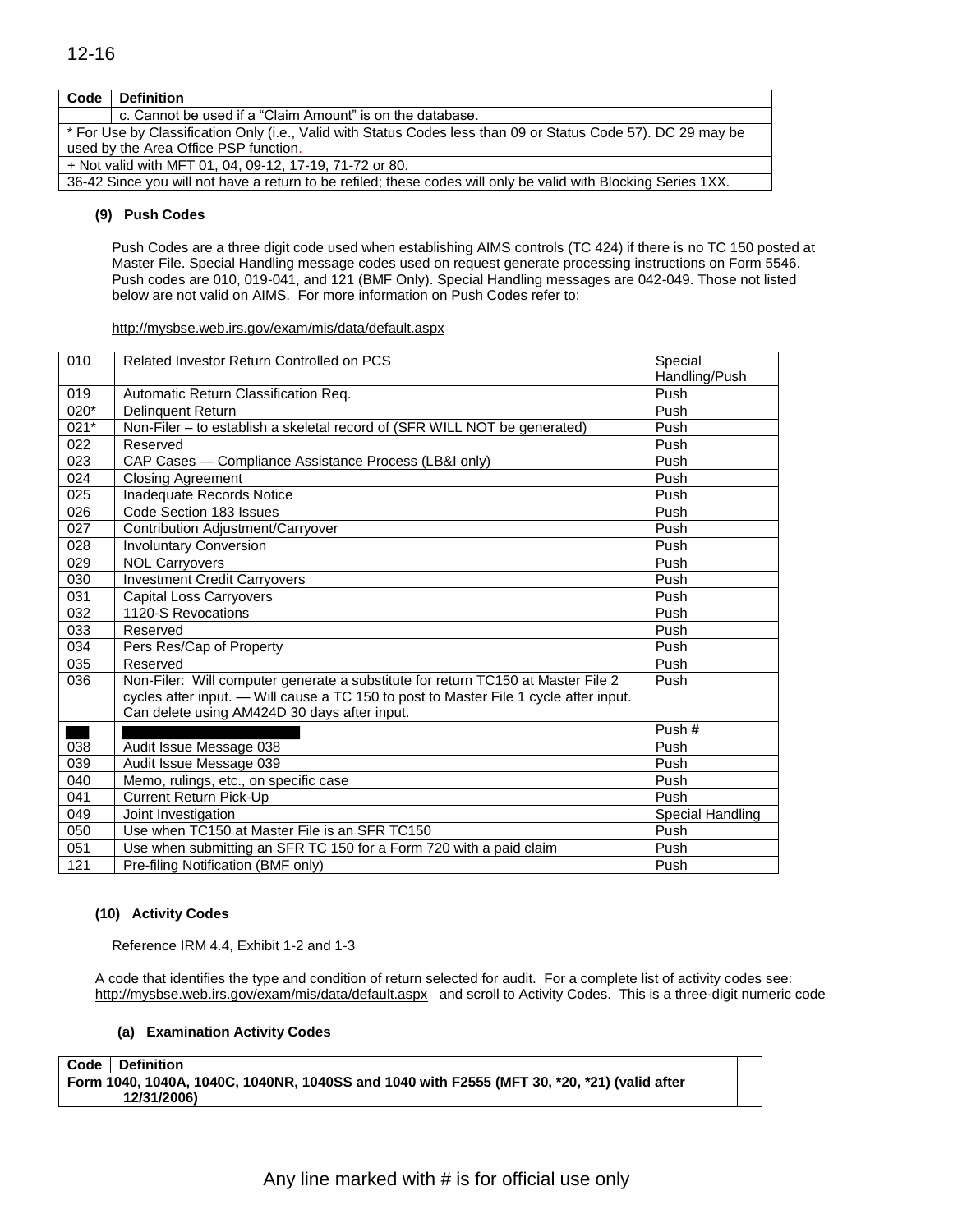| Code | Definition |
|---|---|
| | c. Cannot be used if a "Claim Amount" is on the database. |
| * For Use by Classification Only (i.e., Valid with Status Codes less than 09 or Status Code 57). DC 29 may be used by the Area Office PSP function. | |
| + Not valid with MFT 01, 04, 09-12, 17-19, 71-72 or 80. | |
| 36-42 Since you will not have a return to be refiled; these codes will only be valid with Blocking Series 1XX. | |

**(9) Push Codes**

Push Codes are a three digit code used when establishing AIMS controls (TC 424) if there is no TC 150 posted at Master File. Special Handling message codes used on request generate processing instructions on Form 5546. Push codes are 010, 019-041, and 121 (BMF Only). Special Handling messages are 042-049. Those not listed below are not valid on AIMS. For more information on Push Codes refer to:

http://mysbse.web.irs.gov/exam/mis/data/default.aspx

| | | |
|---|---|---|
| 010 | Related Investor Return Controlled on PCS | Special Handling/Push |
| 019 | Automatic Return Classification Req. | Push |
| 020* | Delinquent Return | Push |
| 021* | Non-Filer – to establish a skeletal record of (SFR WILL NOT be generated) | Push |
| 022 | Reserved | Push |
| 023 | CAP Cases — Compliance Assistance Process (LB&I only) | Push |
| 024 | Closing Agreement | Push |
| 025 | Inadequate Records Notice | Push |
| 026 | Code Section 183 Issues | Push |
| 027 | Contribution Adjustment/Carryover | Push |
| 028 | Involuntary Conversion | Push |
| 029 | NOL Carryovers | Push |
| 030 | Investment Credit Carryovers | Push |
| 031 | Capital Loss Carryovers | Push |
| 032 | 1120-S Revocations | Push |
| 033 | Reserved | Push |
| 034 | Pers Res/Cap of Property | Push |
| 035 | Reserved | Push |
| 036 | Non-Filer: Will computer generate a substitute for return TC150 at Master File 2 cycles after input. — Will cause a TC 150 to post to Master File 1 cycle after input. Can delete using AM424D 30 days after input. | Push |
| | | Push # |
| 038 | Audit Issue Message 038 | Push |
| 039 | Audit Issue Message 039 | Push |
| 040 | Memo, rulings, etc., on specific case | Push |
| 041 | Current Return Pick-Up | Push |
| 049 | Joint Investigation | Special Handling |
| 050 | Use when TC150 at Master File is an SFR TC150 | Push |
| 051 | Use when submitting an SFR TC 150 for a Form 720 with a paid claim | Push |
| 121 | Pre-filing Notification (BMF only) | Push |

**(10) Activity Codes**

Reference IRM 4.4, Exhibit 1-2 and 1-3

A code that identifies the type and condition of return selected for audit. For a complete list of activity codes see: http://mysbse.web.irs.gov/exam/mis/data/default.aspx and scroll to Activity Codes. This is a three-digit numeric code

**(a) Examination Activity Codes**

| Code | Definition | |
|---|---|---|
| **Form 1040, 1040A, 1040C, 1040NR, 1040SS and 1040 with F2555 (MFT 30, *20, *21) (valid after 12/31/2006)** | | |

Any line marked with # is for official use only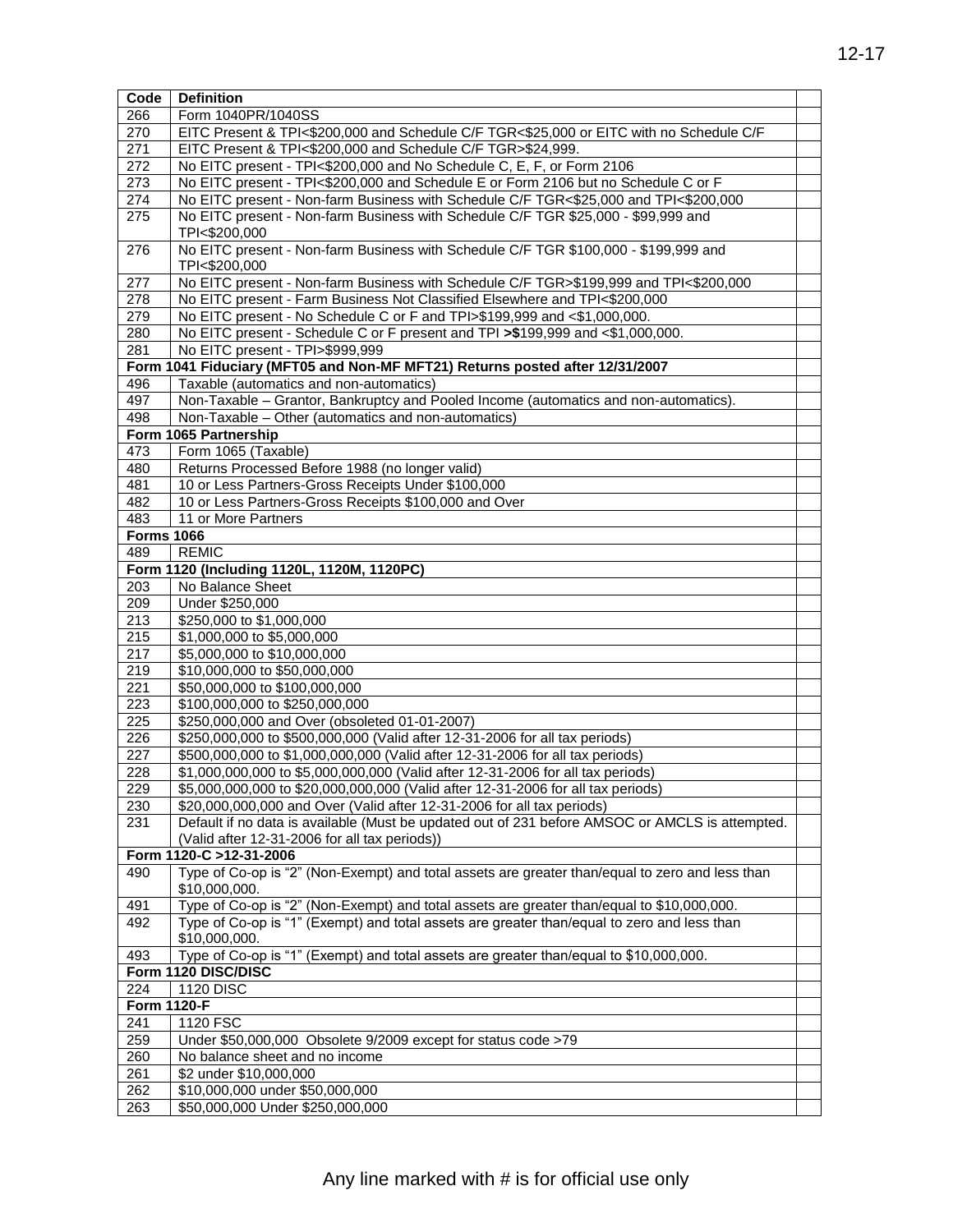| Code | Definition | |
|---|---|---|
| 266 | Form 1040PR/1040SS | |
| 270 | EITC Present & TPI<$200,000 and Schedule C/F TGR<$25,000 or EITC with no Schedule C/F | |
| 271 | EITC Present & TPI<$200,000 and Schedule C/F TGR>$24,999. | |
| 272 | No EITC present - TPI<$200,000 and No Schedule C, E, F, or Form 2106 | |
| 273 | No EITC present - TPI<$200,000 and Schedule E or Form 2106 but no Schedule C or F | |
| 274 | No EITC present - Non-farm Business with Schedule C/F TGR<$25,000 and TPI<$200,000 | |
| 275 | No EITC present - Non-farm Business with Schedule C/F TGR $25,000 - $99,999 and TPI<$200,000 | |
| 276 | No EITC present - Non-farm Business with Schedule C/F TGR $100,000 - $199,999 and TPI<$200,000 | |
| 277 | No EITC present - Non-farm Business with Schedule C/F TGR>$199,999 and TPI<$200,000 | |
| 278 | No EITC present - Farm Business Not Classified Elsewhere and TPI<$200,000 | |
| 279 | No EITC present - No Schedule C or F and TPI>$199,999 and <$1,000,000. | |
| 280 | No EITC present - Schedule C or F present and TPI **>$**199,999 and <$1,000,000. | |
| 281 | No EITC present - TPI>$999,999 | |
| **Form 1041 Fiduciary (MFT05 and Non-MF MFT21) Returns posted after 12/31/2007** | | |
| 496 | Taxable (automatics and non-automatics) | |
| 497 | Non-Taxable – Grantor, Bankruptcy and Pooled Income (automatics and non-automatics). | |
| 498 | Non-Taxable – Other (automatics and non-automatics) | |
| **Form 1065 Partnership** | | |
| 473 | Form 1065 (Taxable) | |
| 480 | Returns Processed Before 1988 (no longer valid) | |
| 481 | 10 or Less Partners-Gross Receipts Under $100,000 | |
| 482 | 10 or Less Partners-Gross Receipts $100,000 and Over | |
| 483 | 11 or More Partners | |
| **Forms 1066** | | |
| 489 | REMIC | |
| **Form 1120 (Including 1120L, 1120M, 1120PC)** | | |
| 203 | No Balance Sheet | |
| 209 | Under $250,000 | |
| 213 | $250,000 to $1,000,000 | |
| 215 | $1,000,000 to $5,000,000 | |
| 217 | $5,000,000 to $10,000,000 | |
| 219 | $10,000,000 to $50,000,000 | |
| 221 | $50,000,000 to $100,000,000 | |
| 223 | $100,000,000 to $250,000,000 | |
| 225 | $250,000,000 and Over (obsoleted 01-01-2007) | |
| 226 | $250,000,000 to $500,000,000 (Valid after 12-31-2006 for all tax periods) | |
| 227 | $500,000,000 to $1,000,000,000 (Valid after 12-31-2006 for all tax periods) | |
| 228 | $1,000,000,000 to $5,000,000,000 (Valid after 12-31-2006 for all tax periods) | |
| 229 | $5,000,000,000 to $20,000,000,000 (Valid after 12-31-2006 for all tax periods) | |
| 230 | $20,000,000,000 and Over (Valid after 12-31-2006 for all tax periods) | |
| 231 | Default if no data is available (Must be updated out of 231 before AMSOC or AMCLS is attempted. (Valid after 12-31-2006 for all tax periods)) | |
| **Form 1120-C >12-31-2006** | | |
| 490 | Type of Co-op is “2” (Non-Exempt) and total assets are greater than/equal to zero and less than $10,000,000. | |
| 491 | Type of Co-op is “2” (Non-Exempt) and total assets are greater than/equal to $10,000,000. | |
| 492 | Type of Co-op is “1” (Exempt) and total assets are greater than/equal to zero and less than $10,000,000. | |
| 493 | Type of Co-op is “1” (Exempt) and total assets are greater than/equal to $10,000,000. | |
| **Form 1120 DISC/DISC** | | |
| 224 | 1120 DISC | |
| **Form 1120-F** | | |
| 241 | 1120 FSC | |
| 259 | Under $50,000,000 Obsolete 9/2009 except for status code >79 | |
| 260 | No balance sheet and no income | |
| 261 | $2 under $10,000,000 | |
| 262 | $10,000,000 under $50,000,000 | |
| 263 | $50,000,000 Under $250,000,000 | |

Any line marked with # is for official use only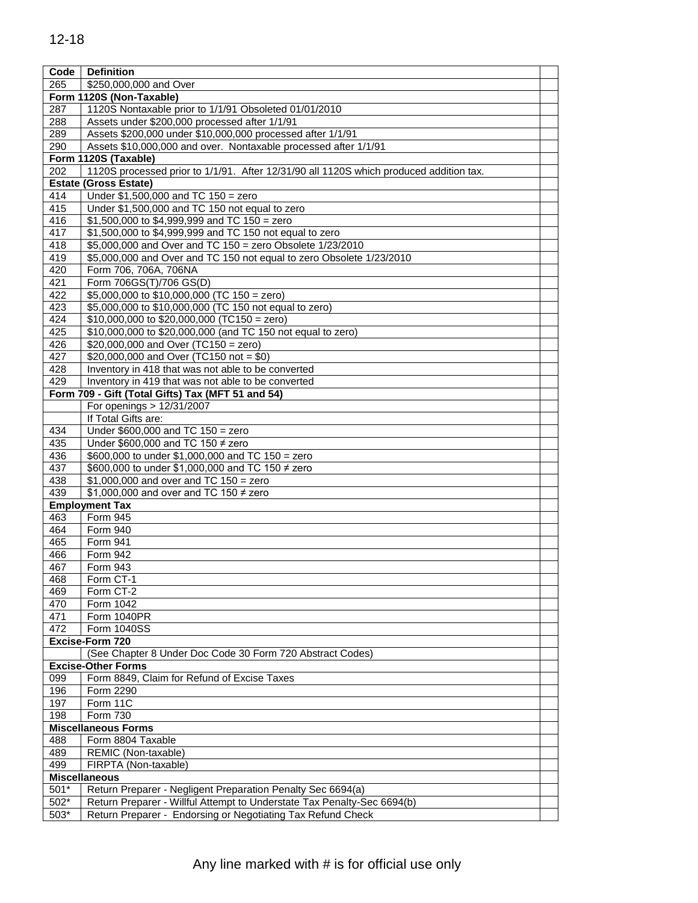| Code | Definition | |
|---|---|---|
| 265 | $250,000,000 and Over | |
| **Form 1120S (Non-Taxable)** | | |
| 287 | 1120S Nontaxable prior to 1/1/91 Obsoleted 01/01/2010 | |
| 288 | Assets under $200,000 processed after 1/1/91 | |
| 289 | Assets $200,000 under $10,000,000 processed after 1/1/91 | |
| 290 | Assets $10,000,000 and over. Nontaxable processed after 1/1/91 | |
| **Form 1120S (Taxable)** | | |
| 202 | 1120S processed prior to 1/1/91. After 12/31/90 all 1120S which produced addition tax. | |
| **Estate (Gross Estate)** | | |
| 414 | Under $1,500,000 and TC 150 = zero | |
| 415 | Under $1,500,000 and TC 150 not equal to zero | |
| 416 | $1,500,000 to $4,999,999 and TC 150 = zero | |
| 417 | $1,500,000 to $4,999,999 and TC 150 not equal to zero | |
| 418 | $5,000,000 and Over and TC 150 = zero Obsolete 1/23/2010 | |
| 419 | $5,000,000 and Over and TC 150 not equal to zero Obsolete 1/23/2010 | |
| 420 | Form 706, 706A, 706NA | |
| 421 | Form 706GS(T)/706 GS(D) | |
| 422 | $5,000,000 to $10,000,000 (TC 150 = zero) | |
| 423 | $5,000,000 to $10,000,000 (TC 150 not equal to zero) | |
| 424 | $10,000,000 to $20,000,000 (TC150 = zero) | |
| 425 | $10,000,000 to $20,000,000 (and TC 150 not equal to zero) | |
| 426 | $20,000,000 and Over (TC150 = zero) | |
| 427 | $20,000,000 and Over (TC150 not = $0) | |
| 428 | Inventory in 418 that was not able to be converted | |
| 429 | Inventory in 419 that was not able to be converted | |
| **Form 709 - Gift (Total Gifts) Tax (MFT 51 and 54)** | | |
| | For openings > 12/31/2007 | |
| | If Total Gifts are: | |
| 434 | Under $600,000 and TC 150 = zero | |
| 435 | Under $600,000 and TC 150 ≠ zero | |
| 436 | $600,000 to under $1,000,000 and TC 150 = zero | |
| 437 | $600,000 to under $1,000,000 and TC 150 ≠ zero | |
| 438 | $1,000,000 and over and TC 150 = zero | |
| 439 | $1,000,000 and over and TC 150 ≠ zero | |
| **Employment Tax** | | |
| 463 | Form 945 | |
| 464 | Form 940 | |
| 465 | Form 941 | |
| 466 | Form 942 | |
| 467 | Form 943 | |
| 468 | Form CT-1 | |
| 469 | Form CT-2 | |
| 470 | Form 1042 | |
| 471 | Form 1040PR | |
| 472 | Form 1040SS | |
| **Excise-Form 720** | | |
| | (See Chapter 8 Under Doc Code 30 Form 720 Abstract Codes) | |
| **Excise-Other Forms** | | |
| 099 | Form 8849, Claim for Refund of Excise Taxes | |
| 196 | Form 2290 | |
| 197 | Form 11C | |
| 198 | Form 730 | |
| **Miscellaneous Forms** | | |
| 488 | Form 8804 Taxable | |
| 489 | REMIC (Non-taxable) | |
| 499 | FIRPTA (Non-taxable) | |
| **Miscellaneous** | | |
| 501* | Return Preparer - Negligent Preparation Penalty Sec 6694(a) | |
| 502* | Return Preparer - Willful Attempt to Understate Tax Penalty-Sec 6694(b) | |
| 503* | Return Preparer - Endorsing or Negotiating Tax Refund Check | |

Any line marked with # is for official use only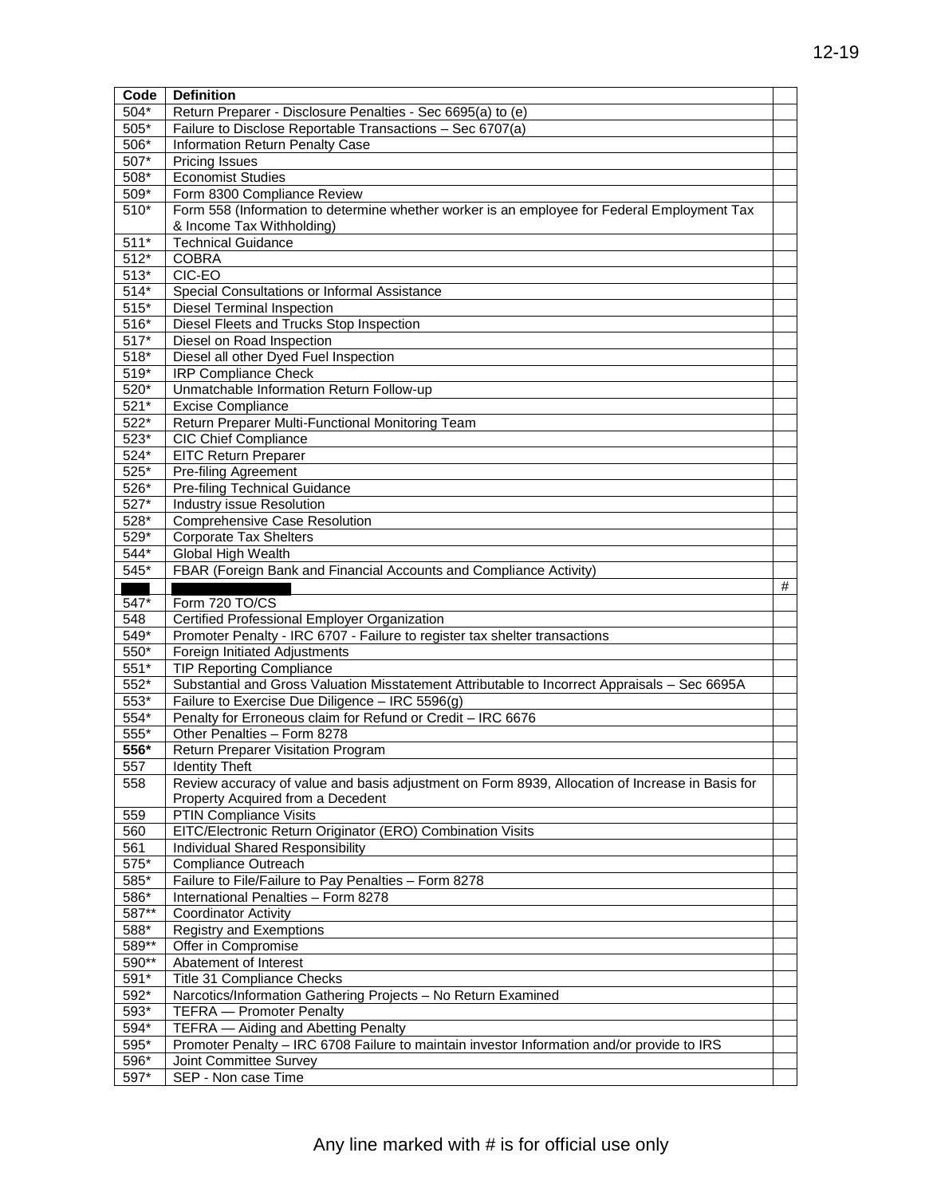| Code | Definition | |
|---|---|---|
| 504* | Return Preparer - Disclosure Penalties - Sec 6695(a) to (e) | |
| 505* | Failure to Disclose Reportable Transactions – Sec 6707(a) | |
| 506* | Information Return Penalty Case | |
| 507* | Pricing Issues | |
| 508* | Economist Studies | |
| 509* | Form 8300 Compliance Review | |
| 510* | Form 558 (Information to determine whether worker is an employee for Federal Employment Tax & Income Tax Withholding) | |
| 511* | Technical Guidance | |
| 512* | COBRA | |
| 513* | CIC-EO | |
| 514* | Special Consultations or Informal Assistance | |
| 515* | Diesel Terminal Inspection | |
| 516* | Diesel Fleets and Trucks Stop Inspection | |
| 517* | Diesel on Road Inspection | |
| 518* | Diesel all other Dyed Fuel Inspection | |
| 519* | IRP Compliance Check | |
| 520* | Unmatchable Information Return Follow-up | |
| 521* | Excise Compliance | |
| 522* | Return Preparer Multi-Functional Monitoring Team | |
| 523* | CIC Chief Compliance | |
| 524* | EITC Return Preparer | |
| 525* | Pre-filing Agreement | |
| 526* | Pre-filing Technical Guidance | |
| 527* | Industry issue Resolution | |
| 528* | Comprehensive Case Resolution | |
| 529* | Corporate Tax Shelters | |
| 544* | Global High Wealth | |
| 545* | FBAR (Foreign Bank and Financial Accounts and Compliance Activity) | |
| | | # |
| 547* | Form 720 TO/CS | |
| 548 | Certified Professional Employer Organization | |
| 549* | Promoter Penalty - IRC 6707 - Failure to register tax shelter transactions | |
| 550* | Foreign Initiated Adjustments | |
| 551* | TIP Reporting Compliance | |
| 552* | Substantial and Gross Valuation Misstatement Attributable to Incorrect Appraisals – Sec 6695A | |
| 553* | Failure to Exercise Due Diligence – IRC 5596(g) | |
| 554* | Penalty for Erroneous claim for Refund or Credit – IRC 6676 | |
| 555* | Other Penalties – Form 8278 | |
| **556*** | Return Preparer Visitation Program | |
| 557 | Identity Theft | |
| 558 | Review accuracy of value and basis adjustment on Form 8939, Allocation of Increase in Basis for Property Acquired from a Decedent | |
| 559 | PTIN Compliance Visits | |
| 560 | EITC/Electronic Return Originator (ERO) Combination Visits | |
| 561 | Individual Shared Responsibility | |
| 575* | Compliance Outreach | |
| 585* | Failure to File/Failure to Pay Penalties – Form 8278 | |
| 586* | International Penalties – Form 8278 | |
| 587** | Coordinator Activity | |
| 588* | Registry and Exemptions | |
| 589** | Offer in Compromise | |
| 590** | Abatement of Interest | |
| 591* | Title 31 Compliance Checks | |
| 592* | Narcotics/Information Gathering Projects – No Return Examined | |
| 593* | TEFRA — Promoter Penalty | |
| 594* | TEFRA — Aiding and Abetting Penalty | |
| 595* | Promoter Penalty – IRC 6708 Failure to maintain investor Information and/or provide to IRS | |
| 596* | Joint Committee Survey | |
| 597* | SEP - Non case Time | |

Any line marked with # is for official use only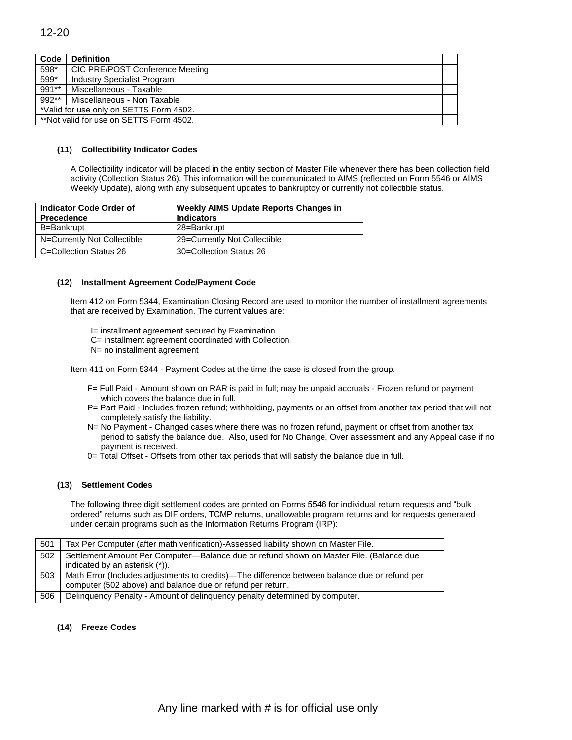| Code | Definition | |
|---|---|---|
| 598* | CIC PRE/POST Conference Meeting | |
| 599* | Industry Specialist Program | |
| 991** | Miscellaneous - Taxable | |
| 992** | Miscellaneous - Non Taxable | |
| *Valid for use only on SETTS Form 4502. | | |
| **Not valid for use on SETTS Form 4502. | | |

#### (11) Collectibility Indicator Codes

A Collectibility indicator will be placed in the entity section of Master File whenever there has been collection field activity (Collection Status 26). This information will be communicated to AIMS (reflected on Form 5546 or AIMS Weekly Update), along with any subsequent updates to bankruptcy or currently not collectible status.

| Indicator Code Order of Precedence | Weekly AIMS Update Reports Changes in Indicators |
|---|---|
| B=Bankrupt | 28=Bankrupt |
| N=Currently Not Collectible | 29=Currently Not Collectible |
| C=Collection Status 26 | 30=Collection Status 26 |

#### (12) Installment Agreement Code/Payment Code

Item 412 on Form 5344, Examination Closing Record are used to monitor the number of installment agreements that are received by Examination. The current values are:

I= installment agreement secured by Examination
C= installment agreement coordinated with Collection
N= no installment agreement

Item 411 on Form 5344 - Payment Codes at the time the case is closed from the group.

- F= Full Paid - Amount shown on RAR is paid in full; may be unpaid accruals - Frozen refund or payment which covers the balance due in full.
- P= Part Paid - Includes frozen refund; withholding, payments or an offset from another tax period that will not completely satisfy the liability.
- N= No Payment - Changed cases where there was no frozen refund, payment or offset from another tax period to satisfy the balance due. Also, used for No Change, Over assessment and any Appeal case if no payment is received.
- 0= Total Offset - Offsets from other tax periods that will satisfy the balance due in full.

#### (13) Settlement Codes

The following three digit settlement codes are printed on Forms 5546 for individual return requests and "bulk ordered" returns such as DIF orders, TCMP returns, unallowable program returns and for requests generated under certain programs such as the Information Returns Program (IRP):

| | |
|---|---|
| 501 | Tax Per Computer (after math verification)-Assessed liability shown on Master File. |
| 502 | Settlement Amount Per Computer—Balance due or refund shown on Master File. (Balance due indicated by an asterisk (*)). |
| 503 | Math Error (Includes adjustments to credits)—The difference between balance due or refund per computer (502 above) and balance due or refund per return. |
| 506 | Delinquency Penalty - Amount of delinquency penalty determined by computer. |

#### (14) Freeze Codes

Any line marked with # is for official use only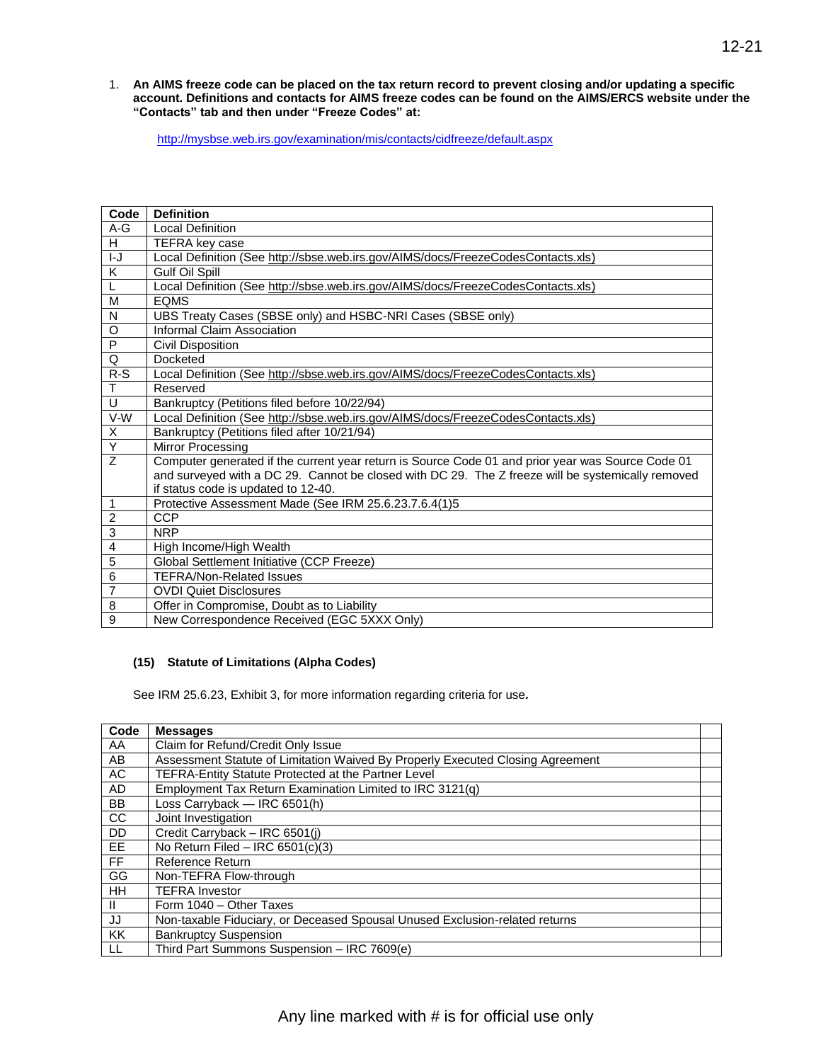1. **An AIMS freeze code can be placed on the tax return record to prevent closing and/or updating a specific account. Definitions and contacts for AIMS freeze codes can be found on the AIMS/ERCS website under the "Contacts" tab and then under "Freeze Codes" at:**

   http://mysbse.web.irs.gov/examination/mis/contacts/cidfreeze/default.aspx

| Code | Definition |
|---|---|
| A-G | Local Definition |
| H | TEFRA key case |
| I-J | Local Definition (See http://sbse.web.irs.gov/AIMS/docs/FreezeCodesContacts.xls) |
| K | Gulf Oil Spill |
| L | Local Definition (See http://sbse.web.irs.gov/AIMS/docs/FreezeCodesContacts.xls) |
| M | EQMS |
| N | UBS Treaty Cases (SBSE only) and HSBC-NRI Cases (SBSE only) |
| O | Informal Claim Association |
| P | Civil Disposition |
| Q | Docketed |
| R-S | Local Definition (See http://sbse.web.irs.gov/AIMS/docs/FreezeCodesContacts.xls) |
| T | Reserved |
| U | Bankruptcy (Petitions filed before 10/22/94) |
| V-W | Local Definition (See http://sbse.web.irs.gov/AIMS/docs/FreezeCodesContacts.xls) |
| X | Bankruptcy (Petitions filed after 10/21/94) |
| Y | Mirror Processing |
| Z | Computer generated if the current year return is Source Code 01 and prior year was Source Code 01 and surveyed with a DC 29. Cannot be closed with DC 29. The Z freeze will be systemically removed if status code is updated to 12-40. |
| 1 | Protective Assessment Made (See IRM 25.6.23.7.6.4(1)5 |
| 2 | CCP |
| 3 | NRP |
| 4 | High Income/High Wealth |
| 5 | Global Settlement Initiative (CCP Freeze) |
| 6 | TEFRA/Non-Related Issues |
| 7 | OVDI Quiet Disclosures |
| 8 | Offer in Compromise, Doubt as to Liability |
| 9 | New Correspondence Received (EGC 5XXX Only) |

**(15) Statute of Limitations (Alpha Codes)**

See IRM 25.6.23, Exhibit 3, for more information regarding criteria for use**.**

| Code | Messages | |
|---|---|---|
| AA | Claim for Refund/Credit Only Issue | |
| AB | Assessment Statute of Limitation Waived By Properly Executed Closing Agreement | |
| AC | TEFRA-Entity Statute Protected at the Partner Level | |
| AD | Employment Tax Return Examination Limited to IRC 3121(q) | |
| BB | Loss Carryback — IRC 6501(h) | |
| CC | Joint Investigation | |
| DD | Credit Carryback – IRC 6501(j) | |
| EE | No Return Filed – IRC 6501(c)(3) | |
| FF | Reference Return | |
| GG | Non-TEFRA Flow-through | |
| HH | TEFRA Investor | |
| II | Form 1040 – Other Taxes | |
| JJ | Non-taxable Fiduciary, or Deceased Spousal Unused Exclusion-related returns | |
| KK | Bankruptcy Suspension | |
| LL | Third Part Summons Suspension – IRC 7609(e) | |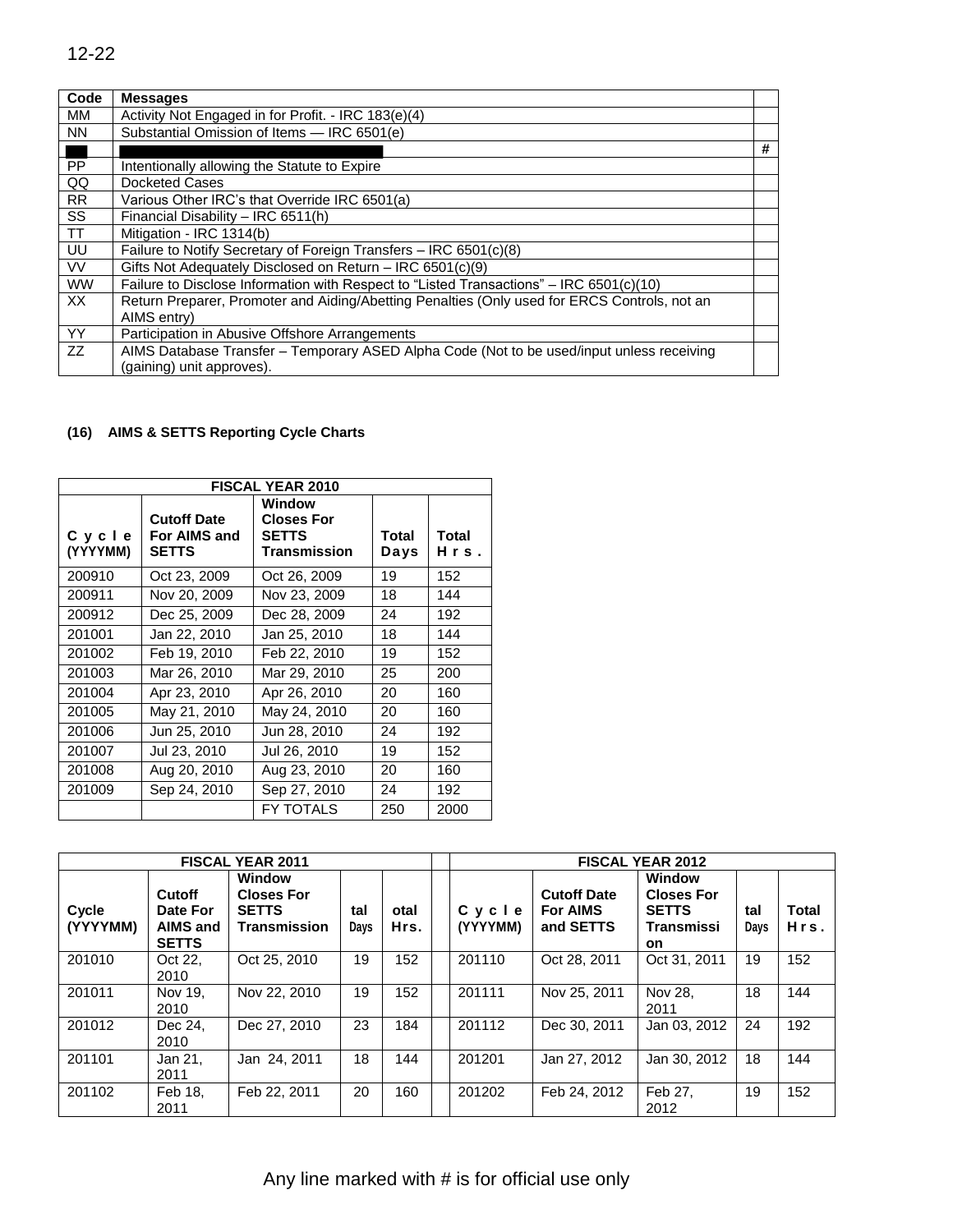| Code | Messages | |
|---|---|---|
| MM | Activity Not Engaged in for Profit. - IRC 183(e)(4) | |
| NN | Substantial Omission of Items — IRC 6501(e) | |
| | | # |
| PP | Intentionally allowing the Statute to Expire | |
| QQ | Docketed Cases | |
| RR | Various Other IRC's that Override IRC 6501(a) | |
| SS | Financial Disability – IRC 6511(h) | |
| TT | Mitigation - IRC 1314(b) | |
| UU | Failure to Notify Secretary of Foreign Transfers – IRC 6501(c)(8) | |
| VV | Gifts Not Adequately Disclosed on Return – IRC 6501(c)(9) | |
| WW | Failure to Disclose Information with Respect to "Listed Transactions" – IRC 6501(c)(10) | |
| XX | Return Preparer, Promoter and Aiding/Abetting Penalties (Only used for ERCS Controls, not an AIMS entry) | |
| YY | Participation in Abusive Offshore Arrangements | |
| ZZ | AIMS Database Transfer – Temporary ASED Alpha Code (Not to be used/input unless receiving (gaining) unit approves). | |

**(16) AIMS & SETTS Reporting Cycle Charts**

| FISCAL YEAR 2010 | | | | |
|---|---|---|---|---|
| Cycle (YYYYMM) | Cutoff Date For AIMS and SETTS | Window Closes For SETTS Transmission | Total Days | Total Hrs. |
| 200910 | Oct 23, 2009 | Oct 26, 2009 | 19 | 152 |
| 200911 | Nov 20, 2009 | Nov 23, 2009 | 18 | 144 |
| 200912 | Dec 25, 2009 | Dec 28, 2009 | 24 | 192 |
| 201001 | Jan 22, 2010 | Jan 25, 2010 | 18 | 144 |
| 201002 | Feb 19, 2010 | Feb 22, 2010 | 19 | 152 |
| 201003 | Mar 26, 2010 | Mar 29, 2010 | 25 | 200 |
| 201004 | Apr 23, 2010 | Apr 26, 2010 | 20 | 160 |
| 201005 | May 21, 2010 | May 24, 2010 | 20 | 160 |
| 201006 | Jun 25, 2010 | Jun 28, 2010 | 24 | 192 |
| 201007 | Jul 23, 2010 | Jul 26, 2010 | 19 | 152 |
| 201008 | Aug 20, 2010 | Aug 23, 2010 | 20 | 160 |
| 201009 | Sep 24, 2010 | Sep 27, 2010 | 24 | 192 |
| | | FY TOTALS | 250 | 2000 |

| FISCAL YEAR 2011 | | | | | | FISCAL YEAR 2012 | | | | |
|---|---|---|---|---|---|---|---|---|---|---|
| Cycle (YYYYMM) | Cutoff Date For AIMS and SETTS | Window Closes For SETTS Transmission | tal Days | otal Hrs. | | Cycle (YYYYMM) | Cutoff Date For AIMS and SETTS | Window Closes For SETTS Transmission | tal Days | Total Hrs. |
| 201010 | Oct 22, 2010 | Oct 25, 2010 | 19 | 152 | | 201110 | Oct 28, 2011 | Oct 31, 2011 | 19 | 152 |
| 201011 | Nov 19, 2010 | Nov 22, 2010 | 19 | 152 | | 201111 | Nov 25, 2011 | Nov 28, 2011 | 18 | 144 |
| 201012 | Dec 24, 2010 | Dec 27, 2010 | 23 | 184 | | 201112 | Dec 30, 2011 | Jan 03, 2012 | 24 | 192 |
| 201101 | Jan 21, 2011 | Jan 24, 2011 | 18 | 144 | | 201201 | Jan 27, 2012 | Jan 30, 2012 | 18 | 144 |
| 201102 | Feb 18, 2011 | Feb 22, 2011 | 20 | 160 | | 201202 | Feb 24, 2012 | Feb 27, 2012 | 19 | 152 |

Any line marked with # is for official use only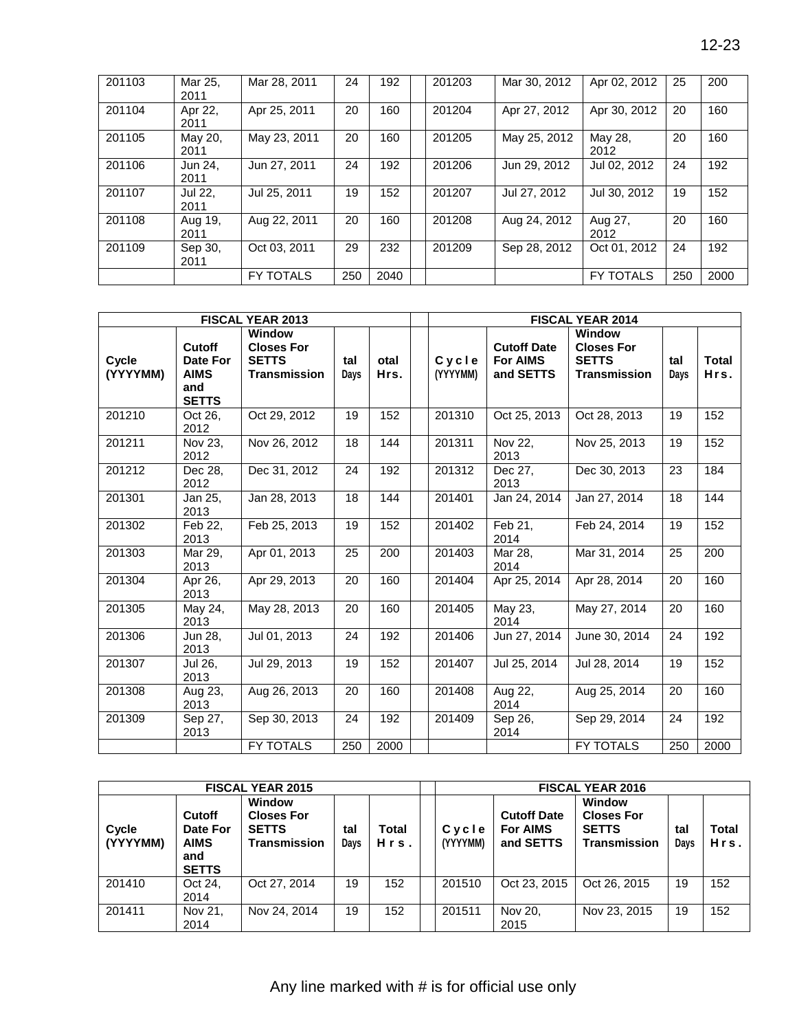| 201103 | Mar 25, 2011 | Mar 28, 2011 | 24 | 192 | | 201203 | Mar 30, 2012 | Apr 02, 2012 | 25 | 200 |
|---|---|---|---|---|---|---|---|---|---|---|
| 201104 | Apr 22, 2011 | Apr 25, 2011 | 20 | 160 | | 201204 | Apr 27, 2012 | Apr 30, 2012 | 20 | 160 |
| 201105 | May 20, 2011 | May 23, 2011 | 20 | 160 | | 201205 | May 25, 2012 | May 28, 2012 | 20 | 160 |
| 201106 | Jun 24, 2011 | Jun 27, 2011 | 24 | 192 | | 201206 | Jun 29, 2012 | Jul 02, 2012 | 24 | 192 |
| 201107 | Jul 22, 2011 | Jul 25, 2011 | 19 | 152 | | 201207 | Jul 27, 2012 | Jul 30, 2012 | 19 | 152 |
| 201108 | Aug 19, 2011 | Aug 22, 2011 | 20 | 160 | | 201208 | Aug 24, 2012 | Aug 27, 2012 | 20 | 160 |
| 201109 | Sep 30, 2011 | Oct 03, 2011 | 29 | 232 | | 201209 | Sep 28, 2012 | Oct 01, 2012 | 24 | 192 |
| | | FY TOTALS | 250 | 2040 | | | | FY TOTALS | 250 | 2000 |

| **FISCAL YEAR 2013** | | | | | | **FISCAL YEAR 2014** | | | | |
|---|---|---|---|---|---|---|---|---|---|---|
| **Cycle (YYYYMM)** | **Cutoff Date For AIMS and SETTS** | **Window Closes For SETTS Transmission** | **tal Days** | **otal Hrs.** | | **Cycle (YYYYMM)** | **Cutoff Date For AIMS and SETTS** | **Window Closes For SETTS Transmission** | **tal Days** | **Total Hrs.** |
| 201210 | Oct 26, 2012 | Oct 29, 2012 | 19 | 152 | | 201310 | Oct 25, 2013 | Oct 28, 2013 | 19 | 152 |
| 201211 | Nov 23, 2012 | Nov 26, 2012 | 18 | 144 | | 201311 | Nov 22, 2013 | Nov 25, 2013 | 19 | 152 |
| 201212 | Dec 28, 2012 | Dec 31, 2012 | 24 | 192 | | 201312 | Dec 27, 2013 | Dec 30, 2013 | 23 | 184 |
| 201301 | Jan 25, 2013 | Jan 28, 2013 | 18 | 144 | | 201401 | Jan 24, 2014 | Jan 27, 2014 | 18 | 144 |
| 201302 | Feb 22, 2013 | Feb 25, 2013 | 19 | 152 | | 201402 | Feb 21, 2014 | Feb 24, 2014 | 19 | 152 |
| 201303 | Mar 29, 2013 | Apr 01, 2013 | 25 | 200 | | 201403 | Mar 28, 2014 | Mar 31, 2014 | 25 | 200 |
| 201304 | Apr 26, 2013 | Apr 29, 2013 | 20 | 160 | | 201404 | Apr 25, 2014 | Apr 28, 2014 | 20 | 160 |
| 201305 | May 24, 2013 | May 28, 2013 | 20 | 160 | | 201405 | May 23, 2014 | May 27, 2014 | 20 | 160 |
| 201306 | Jun 28, 2013 | Jul 01, 2013 | 24 | 192 | | 201406 | Jun 27, 2014 | June 30, 2014 | 24 | 192 |
| 201307 | Jul 26, 2013 | Jul 29, 2013 | 19 | 152 | | 201407 | Jul 25, 2014 | Jul 28, 2014 | 19 | 152 |
| 201308 | Aug 23, 2013 | Aug 26, 2013 | 20 | 160 | | 201408 | Aug 22, 2014 | Aug 25, 2014 | 20 | 160 |
| 201309 | Sep 27, 2013 | Sep 30, 2013 | 24 | 192 | | 201409 | Sep 26, 2014 | Sep 29, 2014 | 24 | 192 |
| | | FY TOTALS | 250 | 2000 | | | | FY TOTALS | 250 | 2000 |

| **FISCAL YEAR 2015** | | | | | | **FISCAL YEAR 2016** | | | | |
|---|---|---|---|---|---|---|---|---|---|---|
| **Cycle (YYYYMM)** | **Cutoff Date For AIMS and SETTS** | **Window Closes For SETTS Transmission** | **tal Days** | **Total Hrs.** | | **Cycle (YYYYMM)** | **Cutoff Date For AIMS and SETTS** | **Window Closes For SETTS Transmission** | **tal Days** | **Total Hrs.** |
| 201410 | Oct 24, 2014 | Oct 27, 2014 | 19 | 152 | | 201510 | Oct 23, 2015 | Oct 26, 2015 | 19 | 152 |
| 201411 | Nov 21, 2014 | Nov 24, 2014 | 19 | 152 | | 201511 | Nov 20, 2015 | Nov 23, 2015 | 19 | 152 |

Any line marked with # is for official use only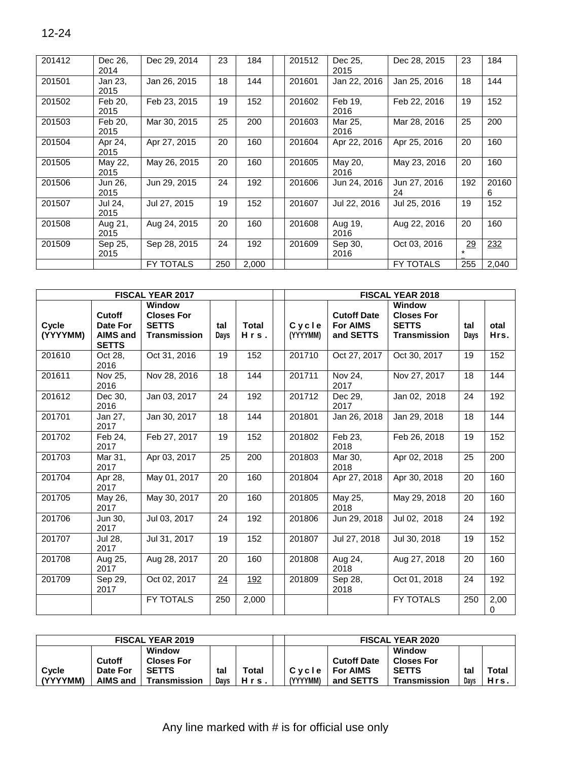| 201412 | Dec 26, 2014 | Dec 29, 2014 | 23 | 184 | | 201512 | Dec 25, 2015 | Dec 28, 2015 | 23 | 184 |
|---|---|---|---|---|---|---|---|---|---|---|
| 201501 | Jan 23, 2015 | Jan 26, 2015 | 18 | 144 | | 201601 | Jan 22, 2016 | Jan 25, 2016 | 18 | 144 |
| 201502 | Feb 20, 2015 | Feb 23, 2015 | 19 | 152 | | 201602 | Feb 19, 2016 | Feb 22, 2016 | 19 | 152 |
| 201503 | Feb 20, 2015 | Mar 30, 2015 | 25 | 200 | | 201603 | Mar 25, 2016 | Mar 28, 2016 | 25 | 200 |
| 201504 | Apr 24, 2015 | Apr 27, 2015 | 20 | 160 | | 201604 | Apr 22, 2016 | Apr 25, 2016 | 20 | 160 |
| 201505 | May 22, 2015 | May 26, 2015 | 20 | 160 | | 201605 | May 20, 2016 | May 23, 2016 | 20 | 160 |
| 201506 | Jun 26, 2015 | Jun 29, 2015 | 24 | 192 | | 201606 | Jun 24, 2016 | Jun 27, 2016 24 | 192 | 201606 |
| 201507 | Jul 24, 2015 | Jul 27, 2015 | 19 | 152 | | 201607 | Jul 22, 2016 | Jul 25, 2016 | 19 | 152 |
| 201508 | Aug 21, 2015 | Aug 24, 2015 | 20 | 160 | | 201608 | Aug 19, 2016 | Aug 22, 2016 | 20 | 160 |
| 201509 | Sep 25, 2015 | Sep 28, 2015 | 24 | 192 | | 201609 | Sep 30, 2016 | Oct 03, 2016 | 29* | 232 |
| | | FY TOTALS | 250 | 2,000 | | | | FY TOTALS | 255 | 2,040 |

| FISCAL YEAR 2017 | | | | | | FISCAL YEAR 2018 | | | | |
|---|---|---|---|---|---|---|---|---|---|---|
| **Cycle (YYYYMM)** | **Cutoff Date For AIMS and SETTS** | **Window Closes For SETTS Transmission** | **tal Days** | **Total Hrs.** | | **Cycle (YYYYMM)** | **Cutoff Date For AIMS and SETTS** | **Window Closes For SETTS Transmission** | **tal Days** | **otal Hrs.** |
| 201610 | Oct 28, 2016 | Oct 31, 2016 | 19 | 152 | | 201710 | Oct 27, 2017 | Oct 30, 2017 | 19 | 152 |
| 201611 | Nov 25, 2016 | Nov 28, 2016 | 18 | 144 | | 201711 | Nov 24, 2017 | Nov 27, 2017 | 18 | 144 |
| 201612 | Dec 30, 2016 | Jan 03, 2017 | 24 | 192 | | 201712 | Dec 29, 2017 | Jan 02, 2018 | 24 | 192 |
| 201701 | Jan 27, 2017 | Jan 30, 2017 | 18 | 144 | | 201801 | Jan 26, 2018 | Jan 29, 2018 | 18 | 144 |
| 201702 | Feb 24, 2017 | Feb 27, 2017 | 19 | 152 | | 201802 | Feb 23, 2018 | Feb 26, 2018 | 19 | 152 |
| 201703 | Mar 31, 2017 | Apr 03, 2017 | 25 | 200 | | 201803 | Mar 30, 2018 | Apr 02, 2018 | 25 | 200 |
| 201704 | Apr 28, 2017 | May 01, 2017 | 20 | 160 | | 201804 | Apr 27, 2018 | Apr 30, 2018 | 20 | 160 |
| 201705 | May 26, 2017 | May 30, 2017 | 20 | 160 | | 201805 | May 25, 2018 | May 29, 2018 | 20 | 160 |
| 201706 | Jun 30, 2017 | Jul 03, 2017 | 24 | 192 | | 201806 | Jun 29, 2018 | Jul 02, 2018 | 24 | 192 |
| 201707 | Jul 28, 2017 | Jul 31, 2017 | 19 | 152 | | 201807 | Jul 27, 2018 | Jul 30, 2018 | 19 | 152 |
| 201708 | Aug 25, 2017 | Aug 28, 2017 | 20 | 160 | | 201808 | Aug 24, 2018 | Aug 27, 2018 | 20 | 160 |
| 201709 | Sep 29, 2017 | Oct 02, 2017 | 24 | 192 | | 201809 | Sep 28, 2018 | Oct 01, 2018 | 24 | 192 |
| | | FY TOTALS | 250 | 2,000 | | | | FY TOTALS | 250 | 2,000 |

| FISCAL YEAR 2019 | | | | | | FISCAL YEAR 2020 | | | | |
|---|---|---|---|---|---|---|---|---|---|---|
| **Cycle (YYYYMM)** | **Cutoff Date For AIMS and** | **Window Closes For SETTS Transmission** | **tal Days** | **Total Hrs.** | | **Cycle (YYYYMM)** | **Cutoff Date For AIMS and SETTS** | **Window Closes For SETTS Transmission** | **tal Days** | **Total Hrs.** |

Any line marked with # is for official use only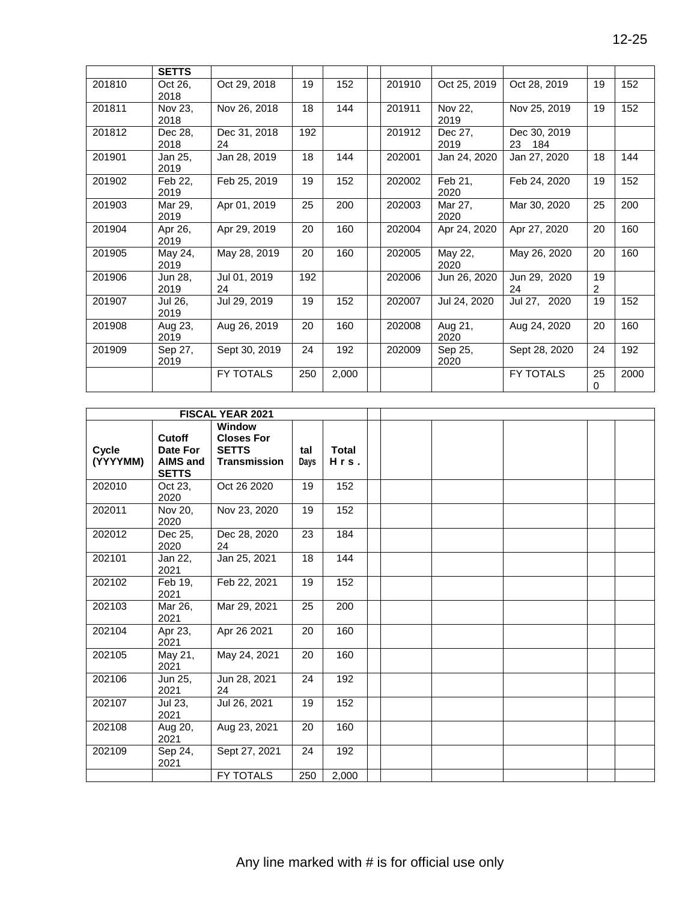|  | SETTS |  |  |  |  |  |  |  |  |  |
|---|---|---|---|---|---|---|---|---|---|---|
| 201810 | Oct 26, 2018 | Oct 29, 2018 | 19 | 152 |  | 201910 | Oct 25, 2019 | Oct 28, 2019 | 19 | 152 |
| 201811 | Nov 23, 2018 | Nov 26, 2018 | 18 | 144 |  | 201911 | Nov 22, 2019 | Nov 25, 2019 | 19 | 152 |
| 201812 | Dec 28, 2018 | Dec 31, 2018 24 | 192 |  |  | 201912 | Dec 27, 2019 | Dec 30, 2019 23 184 |  |  |
| 201901 | Jan 25, 2019 | Jan 28, 2019 | 18 | 144 |  | 202001 | Jan 24, 2020 | Jan 27, 2020 | 18 | 144 |
| 201902 | Feb 22, 2019 | Feb 25, 2019 | 19 | 152 |  | 202002 | Feb 21, 2020 | Feb 24, 2020 | 19 | 152 |
| 201903 | Mar 29, 2019 | Apr 01, 2019 | 25 | 200 |  | 202003 | Mar 27, 2020 | Mar 30, 2020 | 25 | 200 |
| 201904 | Apr 26, 2019 | Apr 29, 2019 | 20 | 160 |  | 202004 | Apr 24, 2020 | Apr 27, 2020 | 20 | 160 |
| 201905 | May 24, 2019 | May 28, 2019 | 20 | 160 |  | 202005 | May 22, 2020 | May 26, 2020 | 20 | 160 |
| 201906 | Jun 28, 2019 | Jul 01, 2019 24 | 192 |  |  | 202006 | Jun 26, 2020 | Jun 29, 2020 24 | 19 2 |  |
| 201907 | Jul 26, 2019 | Jul 29, 2019 | 19 | 152 |  | 202007 | Jul 24, 2020 | Jul 27, 2020 | 19 | 152 |
| 201908 | Aug 23, 2019 | Aug 26, 2019 | 20 | 160 |  | 202008 | Aug 21, 2020 | Aug 24, 2020 | 20 | 160 |
| 201909 | Sep 27, 2019 | Sept 30, 2019 | 24 | 192 |  | 202009 | Sep 25, 2020 | Sept 28, 2020 | 24 | 192 |
|  |  | FY TOTALS | 250 | 2,000 |  |  |  | FY TOTALS | 25 0 | 2000 |

| FISCAL YEAR 2021 |  |  |  |  |  |  |  |  |  |  |
|---|---|---|---|---|---|---|---|---|---|---|
| **Cycle (YYYYMM)** | **Cutoff Date For AIMS and SETTS** | **Window Closes For SETTS Transmission** | **tal Days** | **Total Hrs.** |  |  |  |  |  |  |
| 202010 | Oct 23, 2020 | Oct 26 2020 | 19 | 152 |  |  |  |  |  |  |
| 202011 | Nov 20, 2020 | Nov 23, 2020 | 19 | 152 |  |  |  |  |  |  |
| 202012 | Dec 25, 2020 | Dec 28, 2020 24 | 23 | 184 |  |  |  |  |  |  |
| 202101 | Jan 22, 2021 | Jan 25, 2021 | 18 | 144 |  |  |  |  |  |  |
| 202102 | Feb 19, 2021 | Feb 22, 2021 | 19 | 152 |  |  |  |  |  |  |
| 202103 | Mar 26, 2021 | Mar 29, 2021 | 25 | 200 |  |  |  |  |  |  |
| 202104 | Apr 23, 2021 | Apr 26 2021 | 20 | 160 |  |  |  |  |  |  |
| 202105 | May 21, 2021 | May 24, 2021 | 20 | 160 |  |  |  |  |  |  |
| 202106 | Jun 25, 2021 | Jun 28, 2021 24 | 24 | 192 |  |  |  |  |  |  |
| 202107 | Jul 23, 2021 | Jul 26, 2021 | 19 | 152 |  |  |  |  |  |  |
| 202108 | Aug 20, 2021 | Aug 23, 2021 | 20 | 160 |  |  |  |  |  |  |
| 202109 | Sep 24, 2021 | Sept 27, 2021 | 24 | 192 |  |  |  |  |  |  |
|  |  | FY TOTALS | 250 | 2,000 |  |  |  |  |  |  |

Any line marked with # is for official use only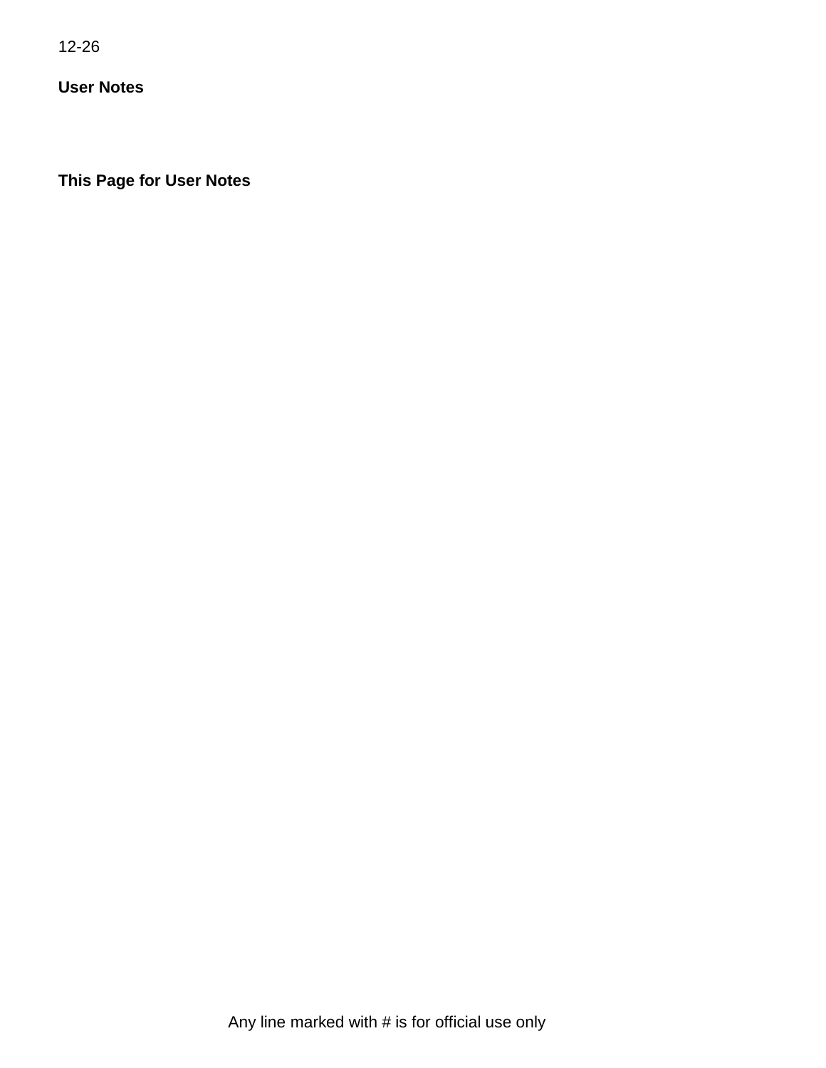**User Notes**

**This Page for User Notes**

Any line marked with # is for official use only